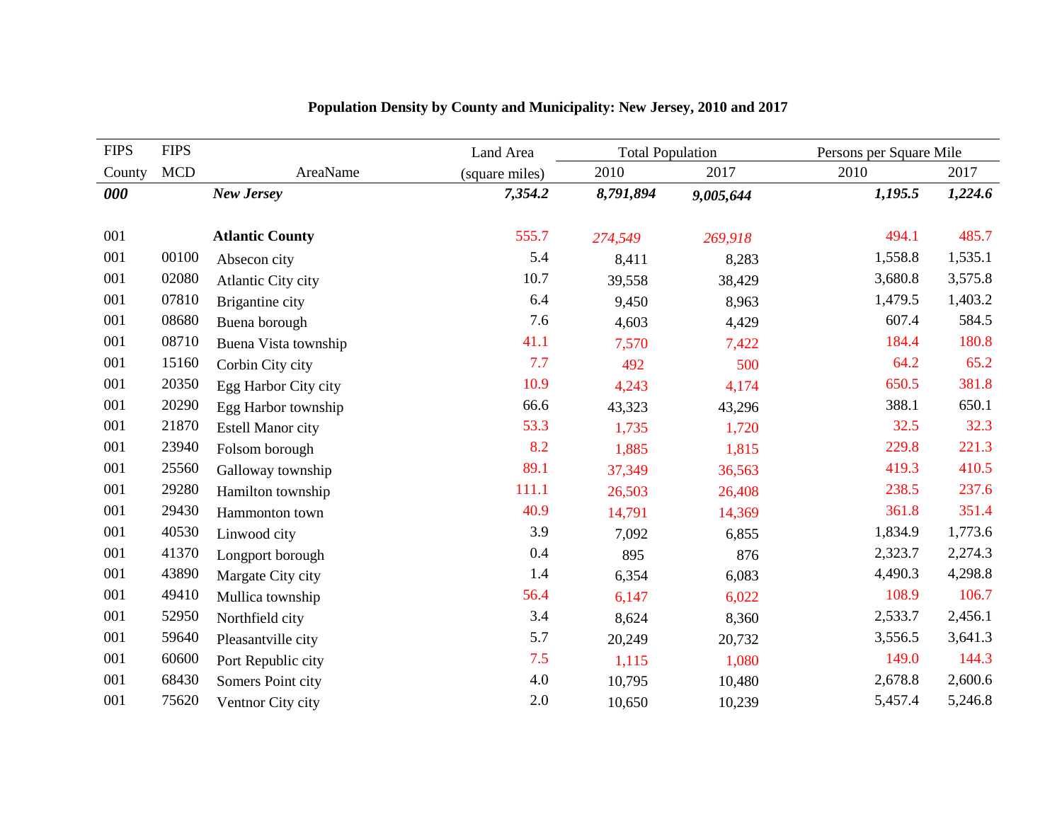**Population Density by County and Municipality: New Jersey, 2010 and 2017**

| FIPS County | FIPS MCD | AreaName | Land Area (square miles) | Total Population 2010 | Total Population 2017 | Persons per Square Mile 2010 | Persons per Square Mile 2017 |
|---|---|---|---|---|---|---|---|
| ***000*** | | ***New Jersey*** | ***7,354.2*** | ***8,791,894*** | ***9,005,644*** | ***1,195.5*** | ***1,224.6*** |
| 001 | | **Atlantic County** | 555.7 | *274,549* | *269,918* | 494.1 | 485.7 |
| 001 | 00100 | Absecon city | 5.4 | 8,411 | 8,283 | 1,558.8 | 1,535.1 |
| 001 | 02080 | Atlantic City city | 10.7 | 39,558 | 38,429 | 3,680.8 | 3,575.8 |
| 001 | 07810 | Brigantine city | 6.4 | 9,450 | 8,963 | 1,479.5 | 1,403.2 |
| 001 | 08680 | Buena borough | 7.6 | 4,603 | 4,429 | 607.4 | 584.5 |
| 001 | 08710 | Buena Vista township | 41.1 | 7,570 | 7,422 | 184.4 | 180.8 |
| 001 | 15160 | Corbin City city | 7.7 | 492 | 500 | 64.2 | 65.2 |
| 001 | 20350 | Egg Harbor City city | 10.9 | 4,243 | 4,174 | 650.5 | 381.8 |
| 001 | 20290 | Egg Harbor township | 66.6 | 43,323 | 43,296 | 388.1 | 650.1 |
| 001 | 21870 | Estell Manor city | 53.3 | 1,735 | 1,720 | 32.5 | 32.3 |
| 001 | 23940 | Folsom borough | 8.2 | 1,885 | 1,815 | 229.8 | 221.3 |
| 001 | 25560 | Galloway township | 89.1 | 37,349 | 36,563 | 419.3 | 410.5 |
| 001 | 29280 | Hamilton township | 111.1 | 26,503 | 26,408 | 238.5 | 237.6 |
| 001 | 29430 | Hammonton town | 40.9 | 14,791 | 14,369 | 361.8 | 351.4 |
| 001 | 40530 | Linwood city | 3.9 | 7,092 | 6,855 | 1,834.9 | 1,773.6 |
| 001 | 41370 | Longport borough | 0.4 | 895 | 876 | 2,323.7 | 2,274.3 |
| 001 | 43890 | Margate City city | 1.4 | 6,354 | 6,083 | 4,490.3 | 4,298.8 |
| 001 | 49410 | Mullica township | 56.4 | 6,147 | 6,022 | 108.9 | 106.7 |
| 001 | 52950 | Northfield city | 3.4 | 8,624 | 8,360 | 2,533.7 | 2,456.1 |
| 001 | 59640 | Pleasantville city | 5.7 | 20,249 | 20,732 | 3,556.5 | 3,641.3 |
| 001 | 60600 | Port Republic city | 7.5 | 1,115 | 1,080 | 149.0 | 144.3 |
| 001 | 68430 | Somers Point city | 4.0 | 10,795 | 10,480 | 2,678.8 | 2,600.6 |
| 001 | 75620 | Ventnor City city | 2.0 | 10,650 | 10,239 | 5,457.4 | 5,246.8 |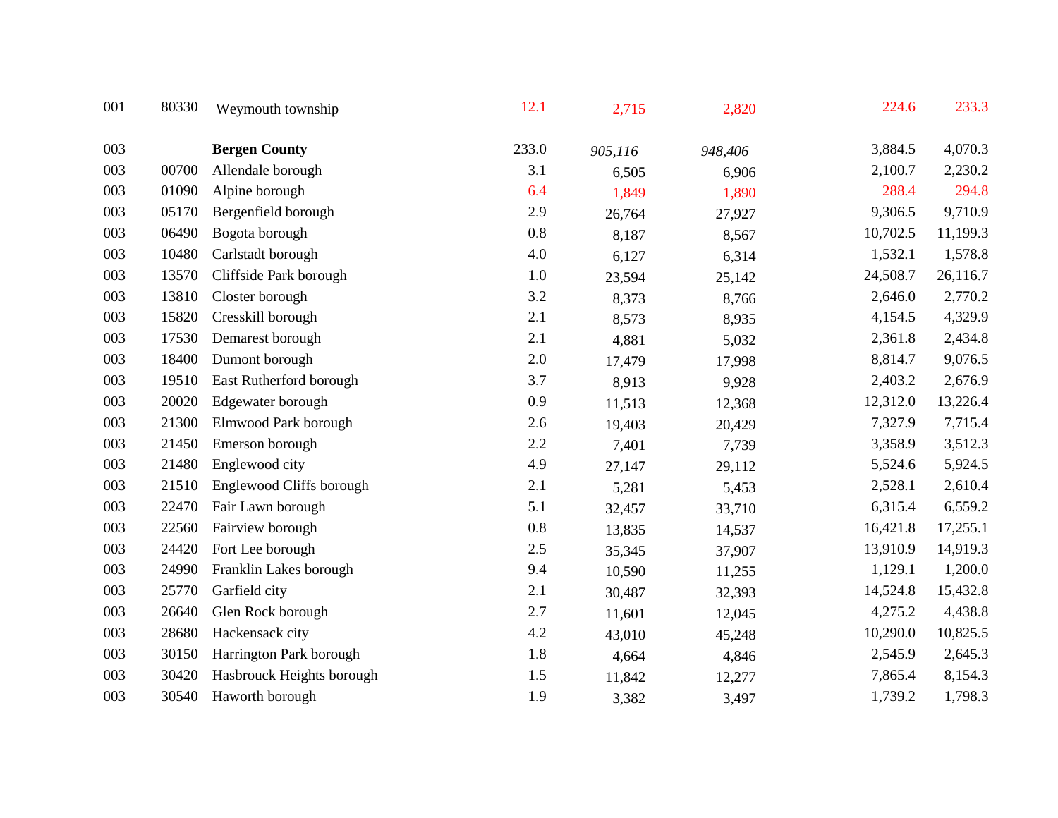|  |  |  |  |  |  |  |  |
|---|---|---|---|---|---|---|---|
| 001 | 80330 | Weymouth township | 12.1 | 2,715 | 2,820 | 224.6 | 233.3 |
| 003 |  | **Bergen County** | 233.0 | *905,116* | *948,406* | 3,884.5 | 4,070.3 |
| 003 | 00700 | Allendale borough | 3.1 | 6,505 | 6,906 | 2,100.7 | 2,230.2 |
| 003 | 01090 | Alpine borough | 6.4 | 1,849 | 1,890 | 288.4 | 294.8 |
| 003 | 05170 | Bergenfield borough | 2.9 | 26,764 | 27,927 | 9,306.5 | 9,710.9 |
| 003 | 06490 | Bogota borough | 0.8 | 8,187 | 8,567 | 10,702.5 | 11,199.3 |
| 003 | 10480 | Carlstadt borough | 4.0 | 6,127 | 6,314 | 1,532.1 | 1,578.8 |
| 003 | 13570 | Cliffside Park borough | 1.0 | 23,594 | 25,142 | 24,508.7 | 26,116.7 |
| 003 | 13810 | Closter borough | 3.2 | 8,373 | 8,766 | 2,646.0 | 2,770.2 |
| 003 | 15820 | Cresskill borough | 2.1 | 8,573 | 8,935 | 4,154.5 | 4,329.9 |
| 003 | 17530 | Demarest borough | 2.1 | 4,881 | 5,032 | 2,361.8 | 2,434.8 |
| 003 | 18400 | Dumont borough | 2.0 | 17,479 | 17,998 | 8,814.7 | 9,076.5 |
| 003 | 19510 | East Rutherford borough | 3.7 | 8,913 | 9,928 | 2,403.2 | 2,676.9 |
| 003 | 20020 | Edgewater borough | 0.9 | 11,513 | 12,368 | 12,312.0 | 13,226.4 |
| 003 | 21300 | Elmwood Park borough | 2.6 | 19,403 | 20,429 | 7,327.9 | 7,715.4 |
| 003 | 21450 | Emerson borough | 2.2 | 7,401 | 7,739 | 3,358.9 | 3,512.3 |
| 003 | 21480 | Englewood city | 4.9 | 27,147 | 29,112 | 5,524.6 | 5,924.5 |
| 003 | 21510 | Englewood Cliffs borough | 2.1 | 5,281 | 5,453 | 2,528.1 | 2,610.4 |
| 003 | 22470 | Fair Lawn borough | 5.1 | 32,457 | 33,710 | 6,315.4 | 6,559.2 |
| 003 | 22560 | Fairview borough | 0.8 | 13,835 | 14,537 | 16,421.8 | 17,255.1 |
| 003 | 24420 | Fort Lee borough | 2.5 | 35,345 | 37,907 | 13,910.9 | 14,919.3 |
| 003 | 24990 | Franklin Lakes borough | 9.4 | 10,590 | 11,255 | 1,129.1 | 1,200.0 |
| 003 | 25770 | Garfield city | 2.1 | 30,487 | 32,393 | 14,524.8 | 15,432.8 |
| 003 | 26640 | Glen Rock borough | 2.7 | 11,601 | 12,045 | 4,275.2 | 4,438.8 |
| 003 | 28680 | Hackensack city | 4.2 | 43,010 | 45,248 | 10,290.0 | 10,825.5 |
| 003 | 30150 | Harrington Park borough | 1.8 | 4,664 | 4,846 | 2,545.9 | 2,645.3 |
| 003 | 30420 | Hasbrouck Heights borough | 1.5 | 11,842 | 12,277 | 7,865.4 | 8,154.3 |
| 003 | 30540 | Haworth borough | 1.9 | 3,382 | 3,497 | 1,739.2 | 1,798.3 |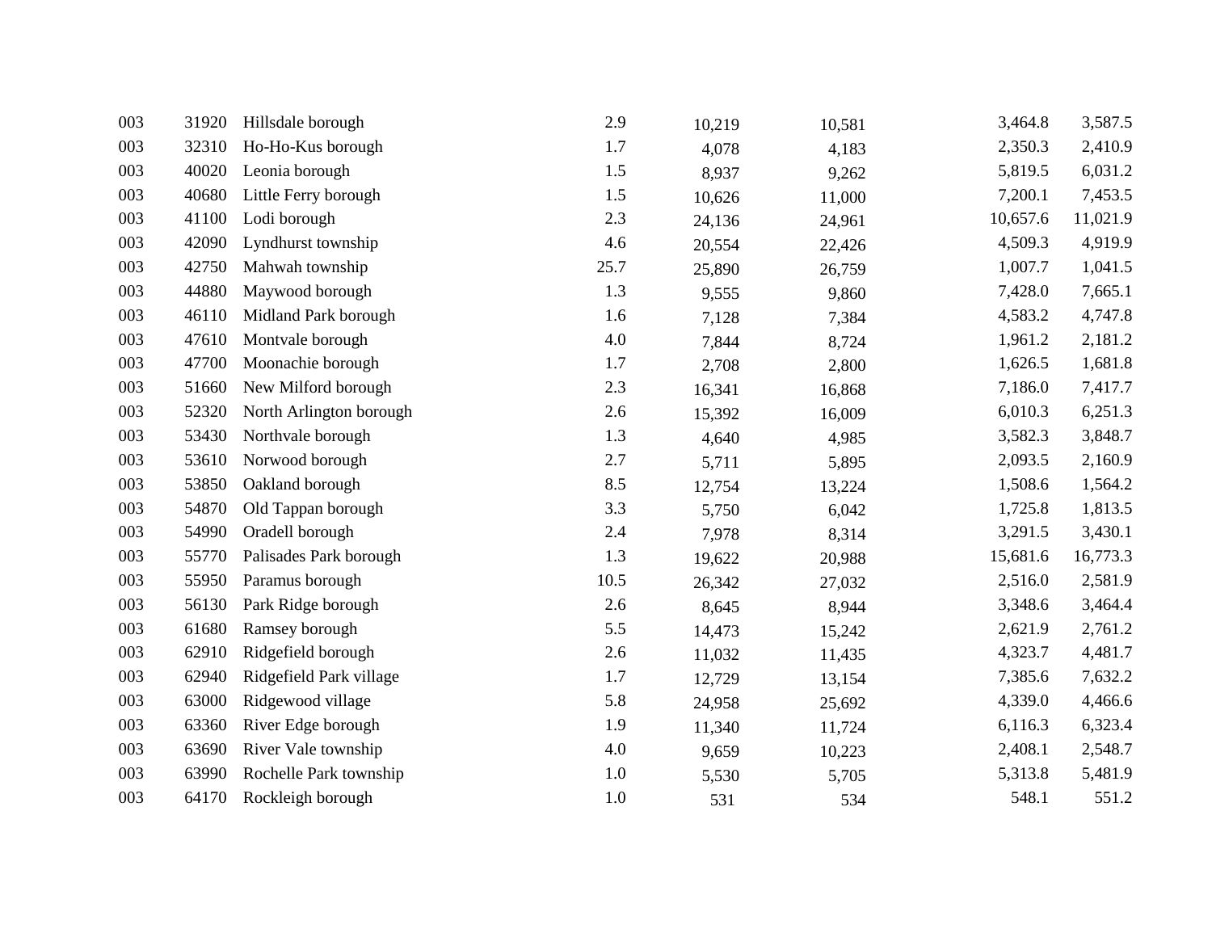| | | | | | | | |
|---|---|---|---|---|---|---|---|
| 003 | 31920 | Hillsdale borough | 2.9 | 10,219 | 10,581 | 3,464.8 | 3,587.5 |
| 003 | 32310 | Ho-Ho-Kus borough | 1.7 | 4,078 | 4,183 | 2,350.3 | 2,410.9 |
| 003 | 40020 | Leonia borough | 1.5 | 8,937 | 9,262 | 5,819.5 | 6,031.2 |
| 003 | 40680 | Little Ferry borough | 1.5 | 10,626 | 11,000 | 7,200.1 | 7,453.5 |
| 003 | 41100 | Lodi borough | 2.3 | 24,136 | 24,961 | 10,657.6 | 11,021.9 |
| 003 | 42090 | Lyndhurst township | 4.6 | 20,554 | 22,426 | 4,509.3 | 4,919.9 |
| 003 | 42750 | Mahwah township | 25.7 | 25,890 | 26,759 | 1,007.7 | 1,041.5 |
| 003 | 44880 | Maywood borough | 1.3 | 9,555 | 9,860 | 7,428.0 | 7,665.1 |
| 003 | 46110 | Midland Park borough | 1.6 | 7,128 | 7,384 | 4,583.2 | 4,747.8 |
| 003 | 47610 | Montvale borough | 4.0 | 7,844 | 8,724 | 1,961.2 | 2,181.2 |
| 003 | 47700 | Moonachie borough | 1.7 | 2,708 | 2,800 | 1,626.5 | 1,681.8 |
| 003 | 51660 | New Milford borough | 2.3 | 16,341 | 16,868 | 7,186.0 | 7,417.7 |
| 003 | 52320 | North Arlington borough | 2.6 | 15,392 | 16,009 | 6,010.3 | 6,251.3 |
| 003 | 53430 | Northvale borough | 1.3 | 4,640 | 4,985 | 3,582.3 | 3,848.7 |
| 003 | 53610 | Norwood borough | 2.7 | 5,711 | 5,895 | 2,093.5 | 2,160.9 |
| 003 | 53850 | Oakland borough | 8.5 | 12,754 | 13,224 | 1,508.6 | 1,564.2 |
| 003 | 54870 | Old Tappan borough | 3.3 | 5,750 | 6,042 | 1,725.8 | 1,813.5 |
| 003 | 54990 | Oradell borough | 2.4 | 7,978 | 8,314 | 3,291.5 | 3,430.1 |
| 003 | 55770 | Palisades Park borough | 1.3 | 19,622 | 20,988 | 15,681.6 | 16,773.3 |
| 003 | 55950 | Paramus borough | 10.5 | 26,342 | 27,032 | 2,516.0 | 2,581.9 |
| 003 | 56130 | Park Ridge borough | 2.6 | 8,645 | 8,944 | 3,348.6 | 3,464.4 |
| 003 | 61680 | Ramsey borough | 5.5 | 14,473 | 15,242 | 2,621.9 | 2,761.2 |
| 003 | 62910 | Ridgefield borough | 2.6 | 11,032 | 11,435 | 4,323.7 | 4,481.7 |
| 003 | 62940 | Ridgefield Park village | 1.7 | 12,729 | 13,154 | 7,385.6 | 7,632.2 |
| 003 | 63000 | Ridgewood village | 5.8 | 24,958 | 25,692 | 4,339.0 | 4,466.6 |
| 003 | 63360 | River Edge borough | 1.9 | 11,340 | 11,724 | 6,116.3 | 6,323.4 |
| 003 | 63690 | River Vale township | 4.0 | 9,659 | 10,223 | 2,408.1 | 2,548.7 |
| 003 | 63990 | Rochelle Park township | 1.0 | 5,530 | 5,705 | 5,313.8 | 5,481.9 |
| 003 | 64170 | Rockleigh borough | 1.0 | 531 | 534 | 548.1 | 551.2 |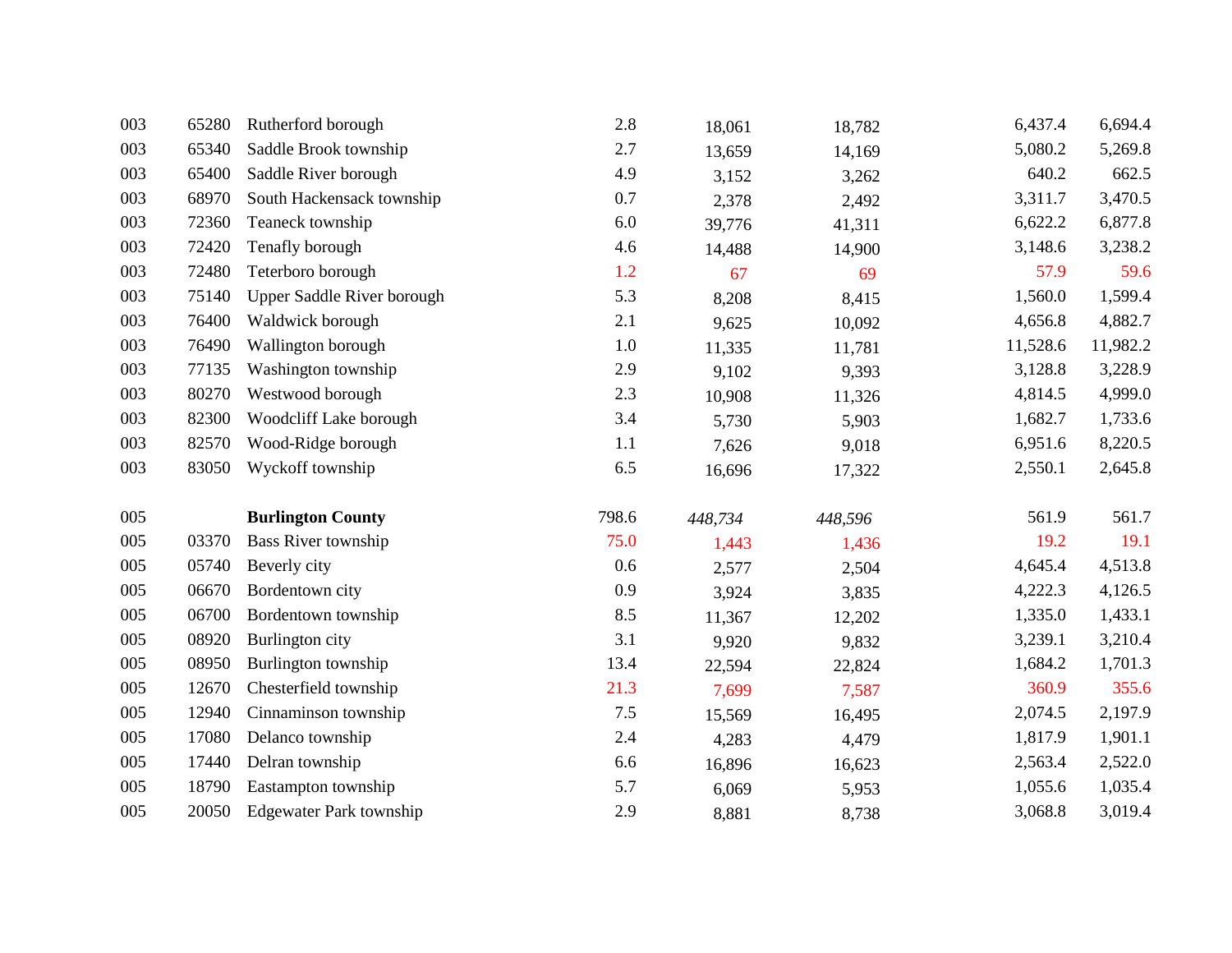| | | | | | | | |
|---|---|---|---|---|---|---|---|
| 003 | 65280 | Rutherford borough | 2.8 | 18,061 | 18,782 | 6,437.4 | 6,694.4 |
| 003 | 65340 | Saddle Brook township | 2.7 | 13,659 | 14,169 | 5,080.2 | 5,269.8 |
| 003 | 65400 | Saddle River borough | 4.9 | 3,152 | 3,262 | 640.2 | 662.5 |
| 003 | 68970 | South Hackensack township | 0.7 | 2,378 | 2,492 | 3,311.7 | 3,470.5 |
| 003 | 72360 | Teaneck township | 6.0 | 39,776 | 41,311 | 6,622.2 | 6,877.8 |
| 003 | 72420 | Tenafly borough | 4.6 | 14,488 | 14,900 | 3,148.6 | 3,238.2 |
| 003 | 72480 | Teterboro borough | 1.2 | 67 | 69 | 57.9 | 59.6 |
| 003 | 75140 | Upper Saddle River borough | 5.3 | 8,208 | 8,415 | 1,560.0 | 1,599.4 |
| 003 | 76400 | Waldwick borough | 2.1 | 9,625 | 10,092 | 4,656.8 | 4,882.7 |
| 003 | 76490 | Wallington borough | 1.0 | 11,335 | 11,781 | 11,528.6 | 11,982.2 |
| 003 | 77135 | Washington township | 2.9 | 9,102 | 9,393 | 3,128.8 | 3,228.9 |
| 003 | 80270 | Westwood borough | 2.3 | 10,908 | 11,326 | 4,814.5 | 4,999.0 |
| 003 | 82300 | Woodcliff Lake borough | 3.4 | 5,730 | 5,903 | 1,682.7 | 1,733.6 |
| 003 | 82570 | Wood-Ridge borough | 1.1 | 7,626 | 9,018 | 6,951.6 | 8,220.5 |
| 003 | 83050 | Wyckoff township | 6.5 | 16,696 | 17,322 | 2,550.1 | 2,645.8 |
| | | | | | | | |
| 005 | | **Burlington County** | 798.6 | *448,734* | *448,596* | 561.9 | 561.7 |
| 005 | 03370 | Bass River township | 75.0 | 1,443 | 1,436 | 19.2 | 19.1 |
| 005 | 05740 | Beverly city | 0.6 | 2,577 | 2,504 | 4,645.4 | 4,513.8 |
| 005 | 06670 | Bordentown city | 0.9 | 3,924 | 3,835 | 4,222.3 | 4,126.5 |
| 005 | 06700 | Bordentown township | 8.5 | 11,367 | 12,202 | 1,335.0 | 1,433.1 |
| 005 | 08920 | Burlington city | 3.1 | 9,920 | 9,832 | 3,239.1 | 3,210.4 |
| 005 | 08950 | Burlington township | 13.4 | 22,594 | 22,824 | 1,684.2 | 1,701.3 |
| 005 | 12670 | Chesterfield township | 21.3 | 7,699 | 7,587 | 360.9 | 355.6 |
| 005 | 12940 | Cinnaminson township | 7.5 | 15,569 | 16,495 | 2,074.5 | 2,197.9 |
| 005 | 17080 | Delanco township | 2.4 | 4,283 | 4,479 | 1,817.9 | 1,901.1 |
| 005 | 17440 | Delran township | 6.6 | 16,896 | 16,623 | 2,563.4 | 2,522.0 |
| 005 | 18790 | Eastampton township | 5.7 | 6,069 | 5,953 | 1,055.6 | 1,035.4 |
| 005 | 20050 | Edgewater Park township | 2.9 | 8,881 | 8,738 | 3,068.8 | 3,019.4 |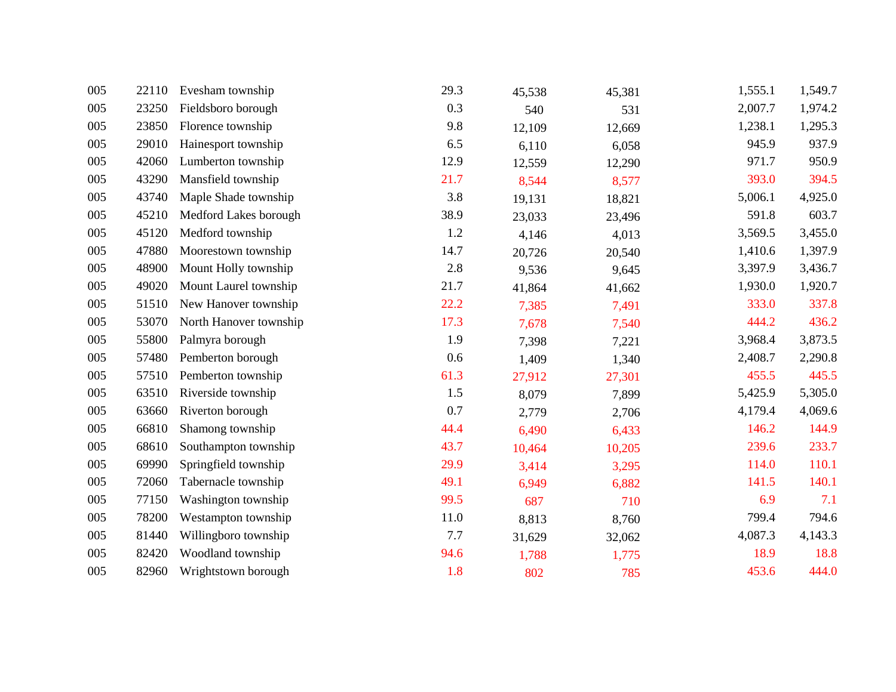| | | | | | | | |
|---|---|---|---|---|---|---|---|
| 005 | 22110 | Evesham township | 29.3 | 45,538 | 45,381 | 1,555.1 | 1,549.7 |
| 005 | 23250 | Fieldsboro borough | 0.3 | 540 | 531 | 2,007.7 | 1,974.2 |
| 005 | 23850 | Florence township | 9.8 | 12,109 | 12,669 | 1,238.1 | 1,295.3 |
| 005 | 29010 | Hainesport township | 6.5 | 6,110 | 6,058 | 945.9 | 937.9 |
| 005 | 42060 | Lumberton township | 12.9 | 12,559 | 12,290 | 971.7 | 950.9 |
| 005 | 43290 | Mansfield township | 21.7 | 8,544 | 8,577 | 393.0 | 394.5 |
| 005 | 43740 | Maple Shade township | 3.8 | 19,131 | 18,821 | 5,006.1 | 4,925.0 |
| 005 | 45210 | Medford Lakes borough | 38.9 | 23,033 | 23,496 | 591.8 | 603.7 |
| 005 | 45120 | Medford township | 1.2 | 4,146 | 4,013 | 3,569.5 | 3,455.0 |
| 005 | 47880 | Moorestown township | 14.7 | 20,726 | 20,540 | 1,410.6 | 1,397.9 |
| 005 | 48900 | Mount Holly township | 2.8 | 9,536 | 9,645 | 3,397.9 | 3,436.7 |
| 005 | 49020 | Mount Laurel township | 21.7 | 41,864 | 41,662 | 1,930.0 | 1,920.7 |
| 005 | 51510 | New Hanover township | 22.2 | 7,385 | 7,491 | 333.0 | 337.8 |
| 005 | 53070 | North Hanover township | 17.3 | 7,678 | 7,540 | 444.2 | 436.2 |
| 005 | 55800 | Palmyra borough | 1.9 | 7,398 | 7,221 | 3,968.4 | 3,873.5 |
| 005 | 57480 | Pemberton borough | 0.6 | 1,409 | 1,340 | 2,408.7 | 2,290.8 |
| 005 | 57510 | Pemberton township | 61.3 | 27,912 | 27,301 | 455.5 | 445.5 |
| 005 | 63510 | Riverside township | 1.5 | 8,079 | 7,899 | 5,425.9 | 5,305.0 |
| 005 | 63660 | Riverton borough | 0.7 | 2,779 | 2,706 | 4,179.4 | 4,069.6 |
| 005 | 66810 | Shamong township | 44.4 | 6,490 | 6,433 | 146.2 | 144.9 |
| 005 | 68610 | Southampton township | 43.7 | 10,464 | 10,205 | 239.6 | 233.7 |
| 005 | 69990 | Springfield township | 29.9 | 3,414 | 3,295 | 114.0 | 110.1 |
| 005 | 72060 | Tabernacle township | 49.1 | 6,949 | 6,882 | 141.5 | 140.1 |
| 005 | 77150 | Washington township | 99.5 | 687 | 710 | 6.9 | 7.1 |
| 005 | 78200 | Westampton township | 11.0 | 8,813 | 8,760 | 799.4 | 794.6 |
| 005 | 81440 | Willingboro township | 7.7 | 31,629 | 32,062 | 4,087.3 | 4,143.3 |
| 005 | 82420 | Woodland township | 94.6 | 1,788 | 1,775 | 18.9 | 18.8 |
| 005 | 82960 | Wrightstown borough | 1.8 | 802 | 785 | 453.6 | 444.0 |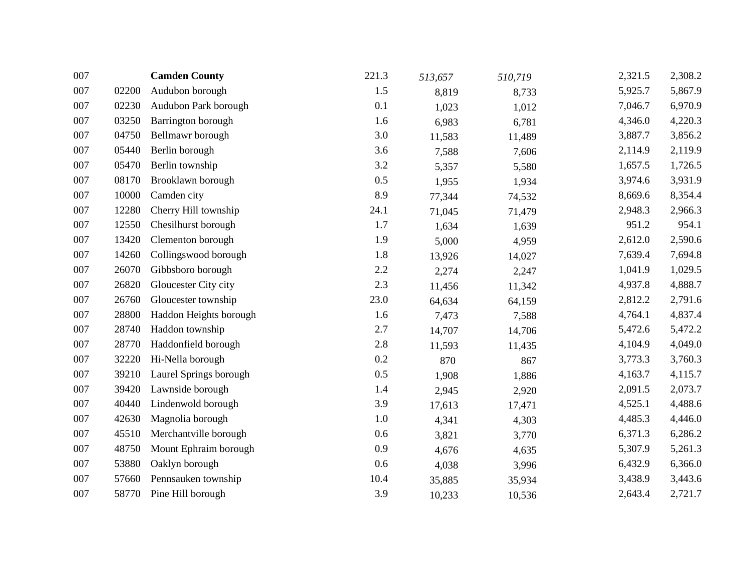| | | | | | | | |
|---|---|---|---|---|---|---|---|
| 007 | | **Camden County** | 221.3 | *513,657* | *510,719* | 2,321.5 | 2,308.2 |
| 007 | 02200 | Audubon borough | 1.5 | 8,819 | 8,733 | 5,925.7 | 5,867.9 |
| 007 | 02230 | Audubon Park borough | 0.1 | 1,023 | 1,012 | 7,046.7 | 6,970.9 |
| 007 | 03250 | Barrington borough | 1.6 | 6,983 | 6,781 | 4,346.0 | 4,220.3 |
| 007 | 04750 | Bellmawr borough | 3.0 | 11,583 | 11,489 | 3,887.7 | 3,856.2 |
| 007 | 05440 | Berlin borough | 3.6 | 7,588 | 7,606 | 2,114.9 | 2,119.9 |
| 007 | 05470 | Berlin township | 3.2 | 5,357 | 5,580 | 1,657.5 | 1,726.5 |
| 007 | 08170 | Brooklawn borough | 0.5 | 1,955 | 1,934 | 3,974.6 | 3,931.9 |
| 007 | 10000 | Camden city | 8.9 | 77,344 | 74,532 | 8,669.6 | 8,354.4 |
| 007 | 12280 | Cherry Hill township | 24.1 | 71,045 | 71,479 | 2,948.3 | 2,966.3 |
| 007 | 12550 | Chesilhurst borough | 1.7 | 1,634 | 1,639 | 951.2 | 954.1 |
| 007 | 13420 | Clementon borough | 1.9 | 5,000 | 4,959 | 2,612.0 | 2,590.6 |
| 007 | 14260 | Collingswood borough | 1.8 | 13,926 | 14,027 | 7,639.4 | 7,694.8 |
| 007 | 26070 | Gibbsboro borough | 2.2 | 2,274 | 2,247 | 1,041.9 | 1,029.5 |
| 007 | 26820 | Gloucester City city | 2.3 | 11,456 | 11,342 | 4,937.8 | 4,888.7 |
| 007 | 26760 | Gloucester township | 23.0 | 64,634 | 64,159 | 2,812.2 | 2,791.6 |
| 007 | 28800 | Haddon Heights borough | 1.6 | 7,473 | 7,588 | 4,764.1 | 4,837.4 |
| 007 | 28740 | Haddon township | 2.7 | 14,707 | 14,706 | 5,472.6 | 5,472.2 |
| 007 | 28770 | Haddonfield borough | 2.8 | 11,593 | 11,435 | 4,104.9 | 4,049.0 |
| 007 | 32220 | Hi-Nella borough | 0.2 | 870 | 867 | 3,773.3 | 3,760.3 |
| 007 | 39210 | Laurel Springs borough | 0.5 | 1,908 | 1,886 | 4,163.7 | 4,115.7 |
| 007 | 39420 | Lawnside borough | 1.4 | 2,945 | 2,920 | 2,091.5 | 2,073.7 |
| 007 | 40440 | Lindenwold borough | 3.9 | 17,613 | 17,471 | 4,525.1 | 4,488.6 |
| 007 | 42630 | Magnolia borough | 1.0 | 4,341 | 4,303 | 4,485.3 | 4,446.0 |
| 007 | 45510 | Merchantville borough | 0.6 | 3,821 | 3,770 | 6,371.3 | 6,286.2 |
| 007 | 48750 | Mount Ephraim borough | 0.9 | 4,676 | 4,635 | 5,307.9 | 5,261.3 |
| 007 | 53880 | Oaklyn borough | 0.6 | 4,038 | 3,996 | 6,432.9 | 6,366.0 |
| 007 | 57660 | Pennsauken township | 10.4 | 35,885 | 35,934 | 3,438.9 | 3,443.6 |
| 007 | 58770 | Pine Hill borough | 3.9 | 10,233 | 10,536 | 2,643.4 | 2,721.7 |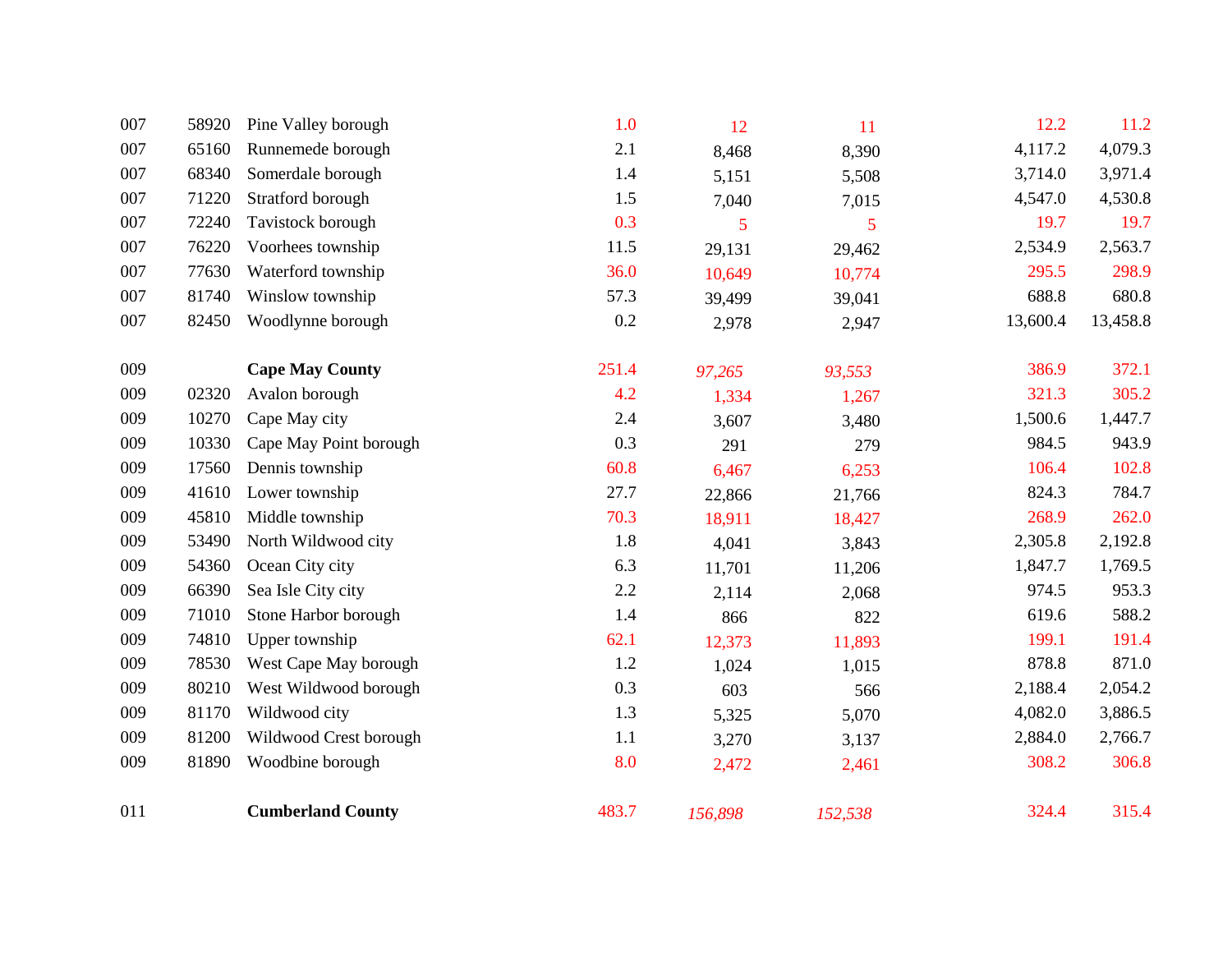| | | | | | | | |
|---|---|---|---|---|---|---|---|
| 007 | 58920 | Pine Valley borough | 1.0 | 12 | 11 | 12.2 | 11.2 |
| 007 | 65160 | Runnemede borough | 2.1 | 8,468 | 8,390 | 4,117.2 | 4,079.3 |
| 007 | 68340 | Somerdale borough | 1.4 | 5,151 | 5,508 | 3,714.0 | 3,971.4 |
| 007 | 71220 | Stratford borough | 1.5 | 7,040 | 7,015 | 4,547.0 | 4,530.8 |
| 007 | 72240 | Tavistock borough | 0.3 | 5 | 5 | 19.7 | 19.7 |
| 007 | 76220 | Voorhees township | 11.5 | 29,131 | 29,462 | 2,534.9 | 2,563.7 |
| 007 | 77630 | Waterford township | 36.0 | 10,649 | 10,774 | 295.5 | 298.9 |
| 007 | 81740 | Winslow township | 57.3 | 39,499 | 39,041 | 688.8 | 680.8 |
| 007 | 82450 | Woodlynne borough | 0.2 | 2,978 | 2,947 | 13,600.4 | 13,458.8 |
| | | | | | | | |
| 009 | | **Cape May County** | 251.4 | *97,265* | *93,553* | 386.9 | 372.1 |
| 009 | 02320 | Avalon borough | 4.2 | 1,334 | 1,267 | 321.3 | 305.2 |
| 009 | 10270 | Cape May city | 2.4 | 3,607 | 3,480 | 1,500.6 | 1,447.7 |
| 009 | 10330 | Cape May Point borough | 0.3 | 291 | 279 | 984.5 | 943.9 |
| 009 | 17560 | Dennis township | 60.8 | 6,467 | 6,253 | 106.4 | 102.8 |
| 009 | 41610 | Lower township | 27.7 | 22,866 | 21,766 | 824.3 | 784.7 |
| 009 | 45810 | Middle township | 70.3 | 18,911 | 18,427 | 268.9 | 262.0 |
| 009 | 53490 | North Wildwood city | 1.8 | 4,041 | 3,843 | 2,305.8 | 2,192.8 |
| 009 | 54360 | Ocean City city | 6.3 | 11,701 | 11,206 | 1,847.7 | 1,769.5 |
| 009 | 66390 | Sea Isle City city | 2.2 | 2,114 | 2,068 | 974.5 | 953.3 |
| 009 | 71010 | Stone Harbor borough | 1.4 | 866 | 822 | 619.6 | 588.2 |
| 009 | 74810 | Upper township | 62.1 | 12,373 | 11,893 | 199.1 | 191.4 |
| 009 | 78530 | West Cape May borough | 1.2 | 1,024 | 1,015 | 878.8 | 871.0 |
| 009 | 80210 | West Wildwood borough | 0.3 | 603 | 566 | 2,188.4 | 2,054.2 |
| 009 | 81170 | Wildwood city | 1.3 | 5,325 | 5,070 | 4,082.0 | 3,886.5 |
| 009 | 81200 | Wildwood Crest borough | 1.1 | 3,270 | 3,137 | 2,884.0 | 2,766.7 |
| 009 | 81890 | Woodbine borough | 8.0 | 2,472 | 2,461 | 308.2 | 306.8 |
| | | | | | | | |
| 011 | | **Cumberland County** | 483.7 | *156,898* | *152,538* | 324.4 | 315.4 |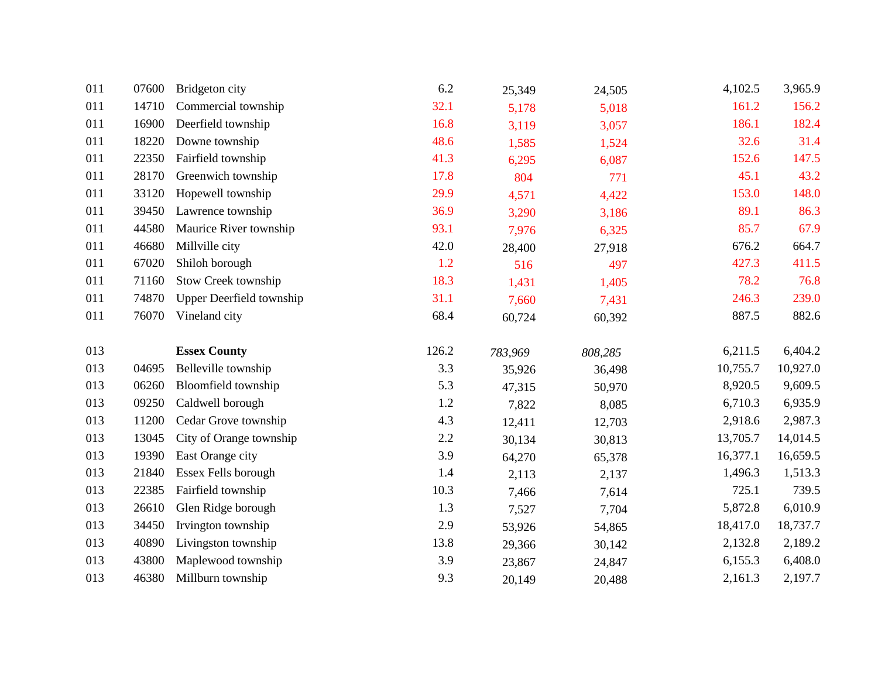| | | | | | | | |
|---|---|---|---|---|---|---|---|
| 011 | 07600 | Bridgeton city | 6.2 | 25,349 | 24,505 | 4,102.5 | 3,965.9 |
| 011 | 14710 | Commercial township | 32.1 | 5,178 | 5,018 | 161.2 | 156.2 |
| 011 | 16900 | Deerfield township | 16.8 | 3,119 | 3,057 | 186.1 | 182.4 |
| 011 | 18220 | Downe township | 48.6 | 1,585 | 1,524 | 32.6 | 31.4 |
| 011 | 22350 | Fairfield township | 41.3 | 6,295 | 6,087 | 152.6 | 147.5 |
| 011 | 28170 | Greenwich township | 17.8 | 804 | 771 | 45.1 | 43.2 |
| 011 | 33120 | Hopewell township | 29.9 | 4,571 | 4,422 | 153.0 | 148.0 |
| 011 | 39450 | Lawrence township | 36.9 | 3,290 | 3,186 | 89.1 | 86.3 |
| 011 | 44580 | Maurice River township | 93.1 | 7,976 | 6,325 | 85.7 | 67.9 |
| 011 | 46680 | Millville city | 42.0 | 28,400 | 27,918 | 676.2 | 664.7 |
| 011 | 67020 | Shiloh borough | 1.2 | 516 | 497 | 427.3 | 411.5 |
| 011 | 71160 | Stow Creek township | 18.3 | 1,431 | 1,405 | 78.2 | 76.8 |
| 011 | 74870 | Upper Deerfield township | 31.1 | 7,660 | 7,431 | 246.3 | 239.0 |
| 011 | 76070 | Vineland city | 68.4 | 60,724 | 60,392 | 887.5 | 882.6 |
| | | | | | | | |
| 013 | | **Essex County** | 126.2 | *783,969* | *808,285* | 6,211.5 | 6,404.2 |
| 013 | 04695 | Belleville township | 3.3 | 35,926 | 36,498 | 10,755.7 | 10,927.0 |
| 013 | 06260 | Bloomfield township | 5.3 | 47,315 | 50,970 | 8,920.5 | 9,609.5 |
| 013 | 09250 | Caldwell borough | 1.2 | 7,822 | 8,085 | 6,710.3 | 6,935.9 |
| 013 | 11200 | Cedar Grove township | 4.3 | 12,411 | 12,703 | 2,918.6 | 2,987.3 |
| 013 | 13045 | City of Orange township | 2.2 | 30,134 | 30,813 | 13,705.7 | 14,014.5 |
| 013 | 19390 | East Orange city | 3.9 | 64,270 | 65,378 | 16,377.1 | 16,659.5 |
| 013 | 21840 | Essex Fells borough | 1.4 | 2,113 | 2,137 | 1,496.3 | 1,513.3 |
| 013 | 22385 | Fairfield township | 10.3 | 7,466 | 7,614 | 725.1 | 739.5 |
| 013 | 26610 | Glen Ridge borough | 1.3 | 7,527 | 7,704 | 5,872.8 | 6,010.9 |
| 013 | 34450 | Irvington township | 2.9 | 53,926 | 54,865 | 18,417.0 | 18,737.7 |
| 013 | 40890 | Livingston township | 13.8 | 29,366 | 30,142 | 2,132.8 | 2,189.2 |
| 013 | 43800 | Maplewood township | 3.9 | 23,867 | 24,847 | 6,155.3 | 6,408.0 |
| 013 | 46380 | Millburn township | 9.3 | 20,149 | 20,488 | 2,161.3 | 2,197.7 |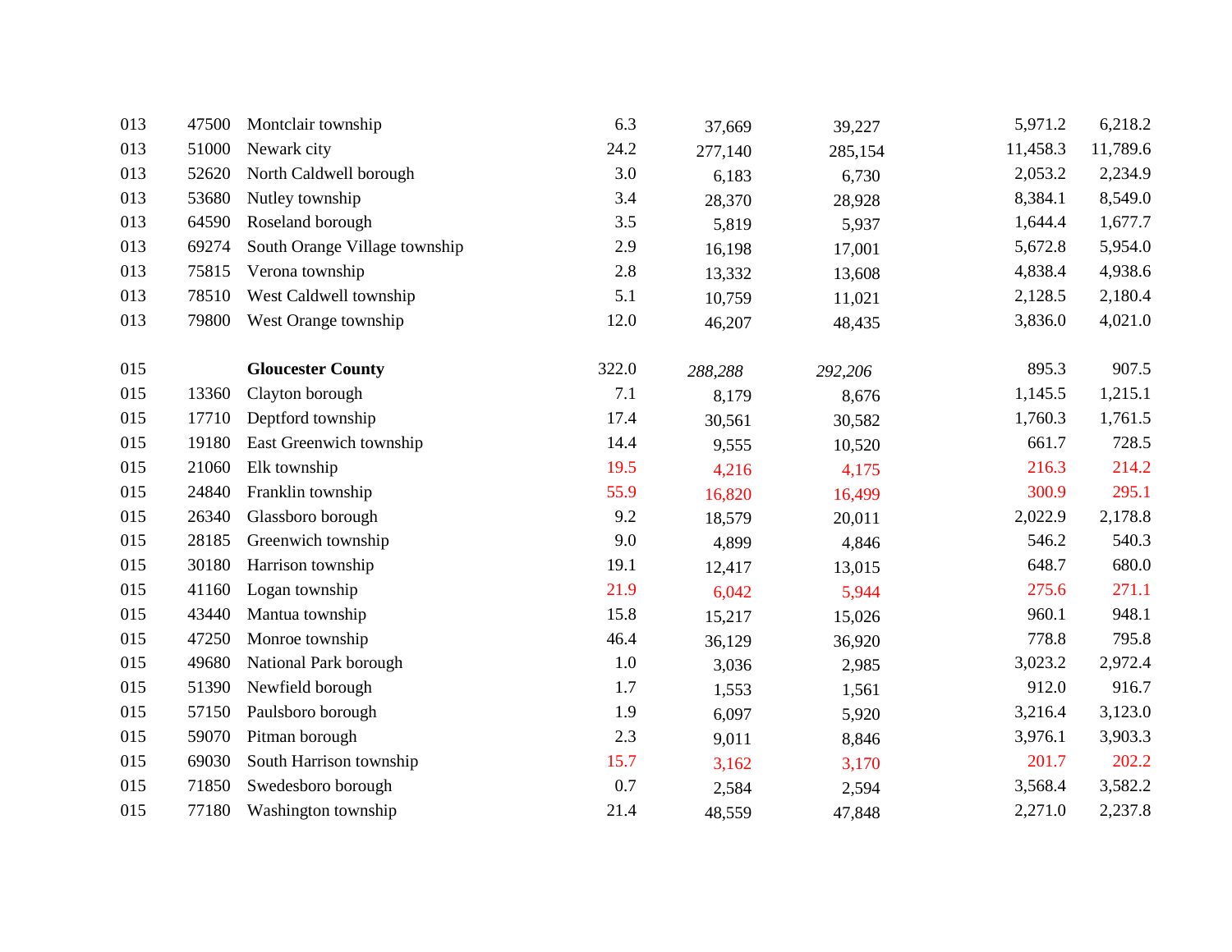| | | | | | | | |
|---|---|---|---|---|---|---|---|
| 013 | 47500 | Montclair township | 6.3 | 37,669 | 39,227 | 5,971.2 | 6,218.2 |
| 013 | 51000 | Newark city | 24.2 | 277,140 | 285,154 | 11,458.3 | 11,789.6 |
| 013 | 52620 | North Caldwell borough | 3.0 | 6,183 | 6,730 | 2,053.2 | 2,234.9 |
| 013 | 53680 | Nutley township | 3.4 | 28,370 | 28,928 | 8,384.1 | 8,549.0 |
| 013 | 64590 | Roseland borough | 3.5 | 5,819 | 5,937 | 1,644.4 | 1,677.7 |
| 013 | 69274 | South Orange Village township | 2.9 | 16,198 | 17,001 | 5,672.8 | 5,954.0 |
| 013 | 75815 | Verona township | 2.8 | 13,332 | 13,608 | 4,838.4 | 4,938.6 |
| 013 | 78510 | West Caldwell township | 5.1 | 10,759 | 11,021 | 2,128.5 | 2,180.4 |
| 013 | 79800 | West Orange township | 12.0 | 46,207 | 48,435 | 3,836.0 | 4,021.0 |
| | | | | | | | |
| 015 | | **Gloucester County** | 322.0 | *288,288* | *292,206* | 895.3 | 907.5 |
| 015 | 13360 | Clayton borough | 7.1 | 8,179 | 8,676 | 1,145.5 | 1,215.1 |
| 015 | 17710 | Deptford township | 17.4 | 30,561 | 30,582 | 1,760.3 | 1,761.5 |
| 015 | 19180 | East Greenwich township | 14.4 | 9,555 | 10,520 | 661.7 | 728.5 |
| 015 | 21060 | Elk township | 19.5 | 4,216 | 4,175 | 216.3 | 214.2 |
| 015 | 24840 | Franklin township | 55.9 | 16,820 | 16,499 | 300.9 | 295.1 |
| 015 | 26340 | Glassboro borough | 9.2 | 18,579 | 20,011 | 2,022.9 | 2,178.8 |
| 015 | 28185 | Greenwich township | 9.0 | 4,899 | 4,846 | 546.2 | 540.3 |
| 015 | 30180 | Harrison township | 19.1 | 12,417 | 13,015 | 648.7 | 680.0 |
| 015 | 41160 | Logan township | 21.9 | 6,042 | 5,944 | 275.6 | 271.1 |
| 015 | 43440 | Mantua township | 15.8 | 15,217 | 15,026 | 960.1 | 948.1 |
| 015 | 47250 | Monroe township | 46.4 | 36,129 | 36,920 | 778.8 | 795.8 |
| 015 | 49680 | National Park borough | 1.0 | 3,036 | 2,985 | 3,023.2 | 2,972.4 |
| 015 | 51390 | Newfield borough | 1.7 | 1,553 | 1,561 | 912.0 | 916.7 |
| 015 | 57150 | Paulsboro borough | 1.9 | 6,097 | 5,920 | 3,216.4 | 3,123.0 |
| 015 | 59070 | Pitman borough | 2.3 | 9,011 | 8,846 | 3,976.1 | 3,903.3 |
| 015 | 69030 | South Harrison township | 15.7 | 3,162 | 3,170 | 201.7 | 202.2 |
| 015 | 71850 | Swedesboro borough | 0.7 | 2,584 | 2,594 | 3,568.4 | 3,582.2 |
| 015 | 77180 | Washington township | 21.4 | 48,559 | 47,848 | 2,271.0 | 2,237.8 |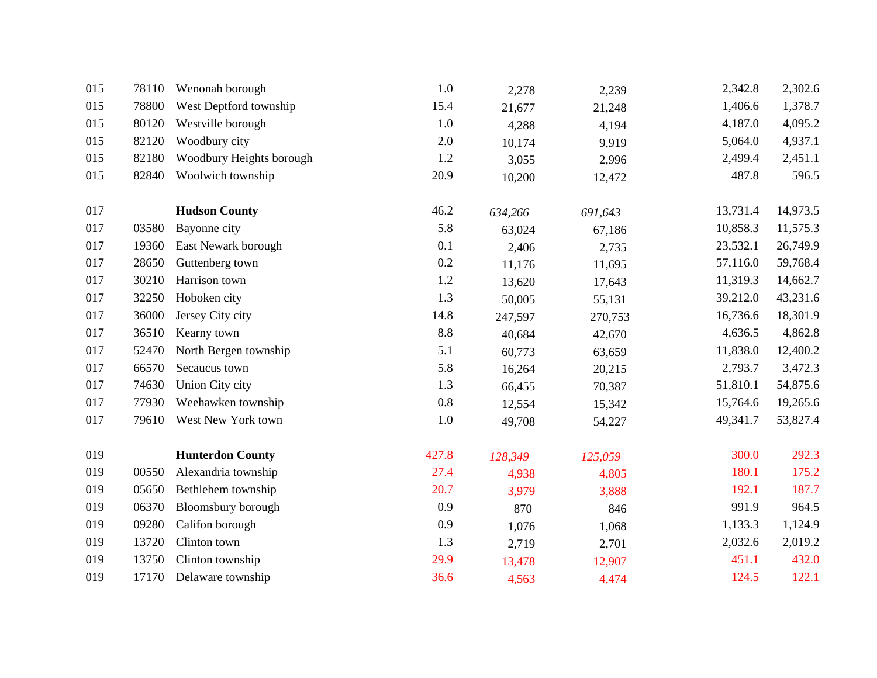| | | | | | | | |
|---|---|---|---|---|---|---|---|
| 015 | 78110 | Wenonah borough | 1.0 | 2,278 | 2,239 | 2,342.8 | 2,302.6 |
| 015 | 78800 | West Deptford township | 15.4 | 21,677 | 21,248 | 1,406.6 | 1,378.7 |
| 015 | 80120 | Westville borough | 1.0 | 4,288 | 4,194 | 4,187.0 | 4,095.2 |
| 015 | 82120 | Woodbury city | 2.0 | 10,174 | 9,919 | 5,064.0 | 4,937.1 |
| 015 | 82180 | Woodbury Heights borough | 1.2 | 3,055 | 2,996 | 2,499.4 | 2,451.1 |
| 015 | 82840 | Woolwich township | 20.9 | 10,200 | 12,472 | 487.8 | 596.5 |
| | | | | | | | |
| 017 | | **Hudson County** | 46.2 | *634,266* | *691,643* | 13,731.4 | 14,973.5 |
| 017 | 03580 | Bayonne city | 5.8 | 63,024 | 67,186 | 10,858.3 | 11,575.3 |
| 017 | 19360 | East Newark borough | 0.1 | 2,406 | 2,735 | 23,532.1 | 26,749.9 |
| 017 | 28650 | Guttenberg town | 0.2 | 11,176 | 11,695 | 57,116.0 | 59,768.4 |
| 017 | 30210 | Harrison town | 1.2 | 13,620 | 17,643 | 11,319.3 | 14,662.7 |
| 017 | 32250 | Hoboken city | 1.3 | 50,005 | 55,131 | 39,212.0 | 43,231.6 |
| 017 | 36000 | Jersey City city | 14.8 | 247,597 | 270,753 | 16,736.6 | 18,301.9 |
| 017 | 36510 | Kearny town | 8.8 | 40,684 | 42,670 | 4,636.5 | 4,862.8 |
| 017 | 52470 | North Bergen township | 5.1 | 60,773 | 63,659 | 11,838.0 | 12,400.2 |
| 017 | 66570 | Secaucus town | 5.8 | 16,264 | 20,215 | 2,793.7 | 3,472.3 |
| 017 | 74630 | Union City city | 1.3 | 66,455 | 70,387 | 51,810.1 | 54,875.6 |
| 017 | 77930 | Weehawken township | 0.8 | 12,554 | 15,342 | 15,764.6 | 19,265.6 |
| 017 | 79610 | West New York town | 1.0 | 49,708 | 54,227 | 49,341.7 | 53,827.4 |
| | | | | | | | |
| 019 | | **Hunterdon County** | 427.8 | *128,349* | *125,059* | 300.0 | 292.3 |
| 019 | 00550 | Alexandria township | 27.4 | 4,938 | 4,805 | 180.1 | 175.2 |
| 019 | 05650 | Bethlehem township | 20.7 | 3,979 | 3,888 | 192.1 | 187.7 |
| 019 | 06370 | Bloomsbury borough | 0.9 | 870 | 846 | 991.9 | 964.5 |
| 019 | 09280 | Califon borough | 0.9 | 1,076 | 1,068 | 1,133.3 | 1,124.9 |
| 019 | 13720 | Clinton town | 1.3 | 2,719 | 2,701 | 2,032.6 | 2,019.2 |
| 019 | 13750 | Clinton township | 29.9 | 13,478 | 12,907 | 451.1 | 432.0 |
| 019 | 17170 | Delaware township | 36.6 | 4,563 | 4,474 | 124.5 | 122.1 |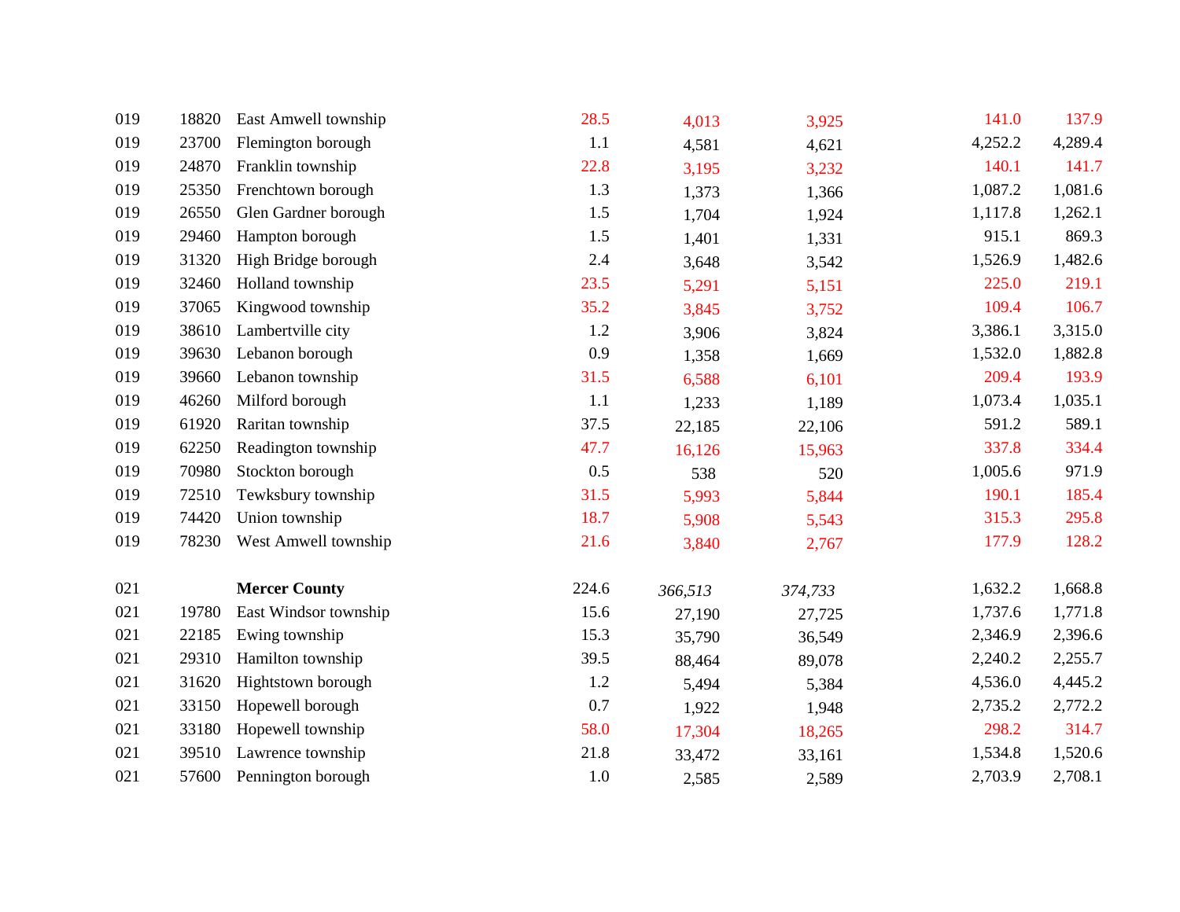| | | | | | | | |
|---|---|---|---|---|---|---|---|
| 019 | 18820 | East Amwell township | 28.5 | 4,013 | 3,925 | 141.0 | 137.9 |
| 019 | 23700 | Flemington borough | 1.1 | 4,581 | 4,621 | 4,252.2 | 4,289.4 |
| 019 | 24870 | Franklin township | 22.8 | 3,195 | 3,232 | 140.1 | 141.7 |
| 019 | 25350 | Frenchtown borough | 1.3 | 1,373 | 1,366 | 1,087.2 | 1,081.6 |
| 019 | 26550 | Glen Gardner borough | 1.5 | 1,704 | 1,924 | 1,117.8 | 1,262.1 |
| 019 | 29460 | Hampton borough | 1.5 | 1,401 | 1,331 | 915.1 | 869.3 |
| 019 | 31320 | High Bridge borough | 2.4 | 3,648 | 3,542 | 1,526.9 | 1,482.6 |
| 019 | 32460 | Holland township | 23.5 | 5,291 | 5,151 | 225.0 | 219.1 |
| 019 | 37065 | Kingwood township | 35.2 | 3,845 | 3,752 | 109.4 | 106.7 |
| 019 | 38610 | Lambertville city | 1.2 | 3,906 | 3,824 | 3,386.1 | 3,315.0 |
| 019 | 39630 | Lebanon borough | 0.9 | 1,358 | 1,669 | 1,532.0 | 1,882.8 |
| 019 | 39660 | Lebanon township | 31.5 | 6,588 | 6,101 | 209.4 | 193.9 |
| 019 | 46260 | Milford borough | 1.1 | 1,233 | 1,189 | 1,073.4 | 1,035.1 |
| 019 | 61920 | Raritan township | 37.5 | 22,185 | 22,106 | 591.2 | 589.1 |
| 019 | 62250 | Readington township | 47.7 | 16,126 | 15,963 | 337.8 | 334.4 |
| 019 | 70980 | Stockton borough | 0.5 | 538 | 520 | 1,005.6 | 971.9 |
| 019 | 72510 | Tewksbury township | 31.5 | 5,993 | 5,844 | 190.1 | 185.4 |
| 019 | 74420 | Union township | 18.7 | 5,908 | 5,543 | 315.3 | 295.8 |
| 019 | 78230 | West Amwell township | 21.6 | 3,840 | 2,767 | 177.9 | 128.2 |
| | | | | | | | |
| 021 | | **Mercer County** | 224.6 | *366,513* | *374,733* | 1,632.2 | 1,668.8 |
| 021 | 19780 | East Windsor township | 15.6 | 27,190 | 27,725 | 1,737.6 | 1,771.8 |
| 021 | 22185 | Ewing township | 15.3 | 35,790 | 36,549 | 2,346.9 | 2,396.6 |
| 021 | 29310 | Hamilton township | 39.5 | 88,464 | 89,078 | 2,240.2 | 2,255.7 |
| 021 | 31620 | Hightstown borough | 1.2 | 5,494 | 5,384 | 4,536.0 | 4,445.2 |
| 021 | 33150 | Hopewell borough | 0.7 | 1,922 | 1,948 | 2,735.2 | 2,772.2 |
| 021 | 33180 | Hopewell township | 58.0 | 17,304 | 18,265 | 298.2 | 314.7 |
| 021 | 39510 | Lawrence township | 21.8 | 33,472 | 33,161 | 1,534.8 | 1,520.6 |
| 021 | 57600 | Pennington borough | 1.0 | 2,585 | 2,589 | 2,703.9 | 2,708.1 |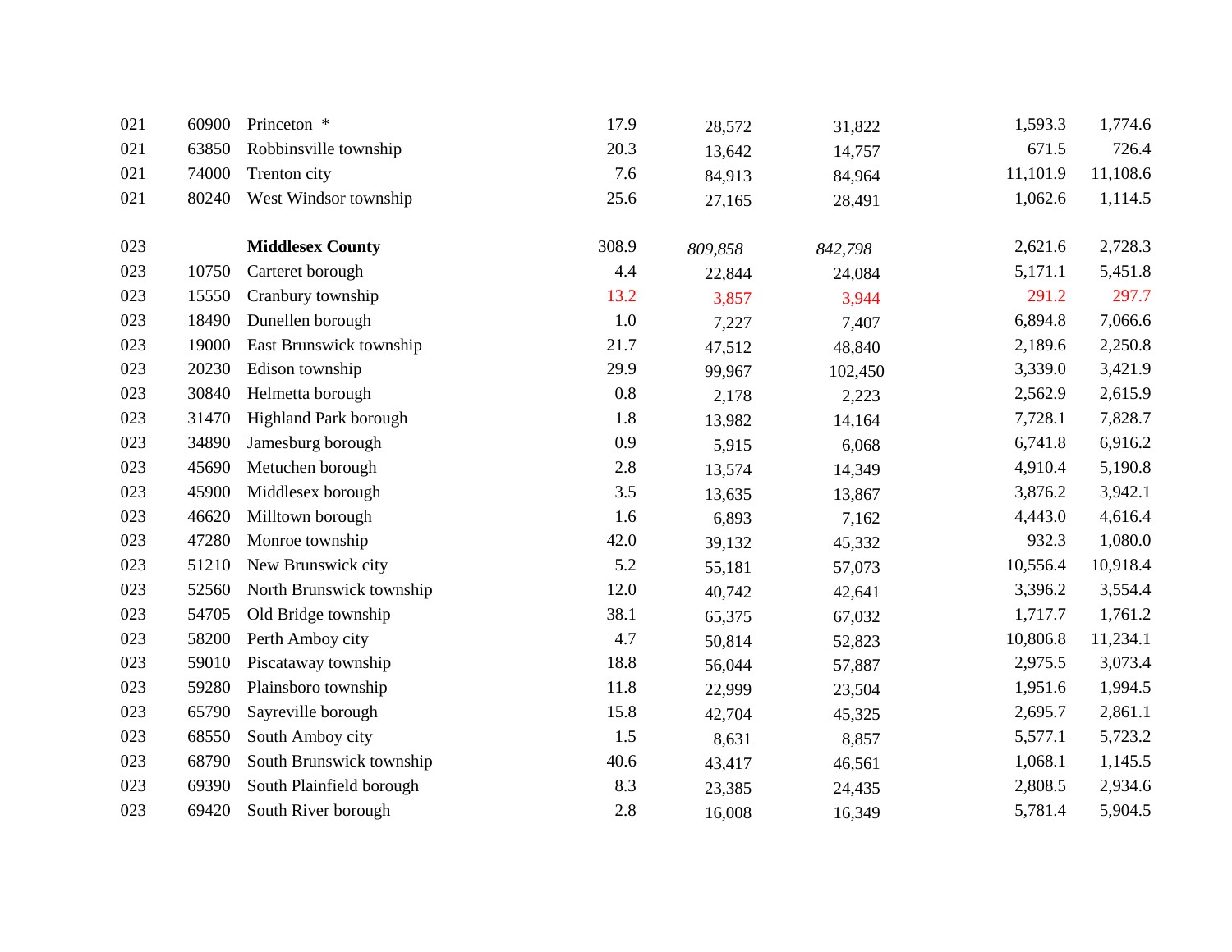| | | | | | | | |
|---|---|---|---|---|---|---|---|
| 021 | 60900 | Princeton * | 17.9 | 28,572 | 31,822 | 1,593.3 | 1,774.6 |
| 021 | 63850 | Robbinsville township | 20.3 | 13,642 | 14,757 | 671.5 | 726.4 |
| 021 | 74000 | Trenton city | 7.6 | 84,913 | 84,964 | 11,101.9 | 11,108.6 |
| 021 | 80240 | West Windsor township | 25.6 | 27,165 | 28,491 | 1,062.6 | 1,114.5 |
| | | | | | | | |
| 023 | | **Middlesex County** | 308.9 | *809,858* | *842,798* | 2,621.6 | 2,728.3 |
| 023 | 10750 | Carteret borough | 4.4 | 22,844 | 24,084 | 5,171.1 | 5,451.8 |
| 023 | 15550 | Cranbury township | 13.2 | 3,857 | 3,944 | 291.2 | 297.7 |
| 023 | 18490 | Dunellen borough | 1.0 | 7,227 | 7,407 | 6,894.8 | 7,066.6 |
| 023 | 19000 | East Brunswick township | 21.7 | 47,512 | 48,840 | 2,189.6 | 2,250.8 |
| 023 | 20230 | Edison township | 29.9 | 99,967 | 102,450 | 3,339.0 | 3,421.9 |
| 023 | 30840 | Helmetta borough | 0.8 | 2,178 | 2,223 | 2,562.9 | 2,615.9 |
| 023 | 31470 | Highland Park borough | 1.8 | 13,982 | 14,164 | 7,728.1 | 7,828.7 |
| 023 | 34890 | Jamesburg borough | 0.9 | 5,915 | 6,068 | 6,741.8 | 6,916.2 |
| 023 | 45690 | Metuchen borough | 2.8 | 13,574 | 14,349 | 4,910.4 | 5,190.8 |
| 023 | 45900 | Middlesex borough | 3.5 | 13,635 | 13,867 | 3,876.2 | 3,942.1 |
| 023 | 46620 | Milltown borough | 1.6 | 6,893 | 7,162 | 4,443.0 | 4,616.4 |
| 023 | 47280 | Monroe township | 42.0 | 39,132 | 45,332 | 932.3 | 1,080.0 |
| 023 | 51210 | New Brunswick city | 5.2 | 55,181 | 57,073 | 10,556.4 | 10,918.4 |
| 023 | 52560 | North Brunswick township | 12.0 | 40,742 | 42,641 | 3,396.2 | 3,554.4 |
| 023 | 54705 | Old Bridge township | 38.1 | 65,375 | 67,032 | 1,717.7 | 1,761.2 |
| 023 | 58200 | Perth Amboy city | 4.7 | 50,814 | 52,823 | 10,806.8 | 11,234.1 |
| 023 | 59010 | Piscataway township | 18.8 | 56,044 | 57,887 | 2,975.5 | 3,073.4 |
| 023 | 59280 | Plainsboro township | 11.8 | 22,999 | 23,504 | 1,951.6 | 1,994.5 |
| 023 | 65790 | Sayreville borough | 15.8 | 42,704 | 45,325 | 2,695.7 | 2,861.1 |
| 023 | 68550 | South Amboy city | 1.5 | 8,631 | 8,857 | 5,577.1 | 5,723.2 |
| 023 | 68790 | South Brunswick township | 40.6 | 43,417 | 46,561 | 1,068.1 | 1,145.5 |
| 023 | 69390 | South Plainfield borough | 8.3 | 23,385 | 24,435 | 2,808.5 | 2,934.6 |
| 023 | 69420 | South River borough | 2.8 | 16,008 | 16,349 | 5,781.4 | 5,904.5 |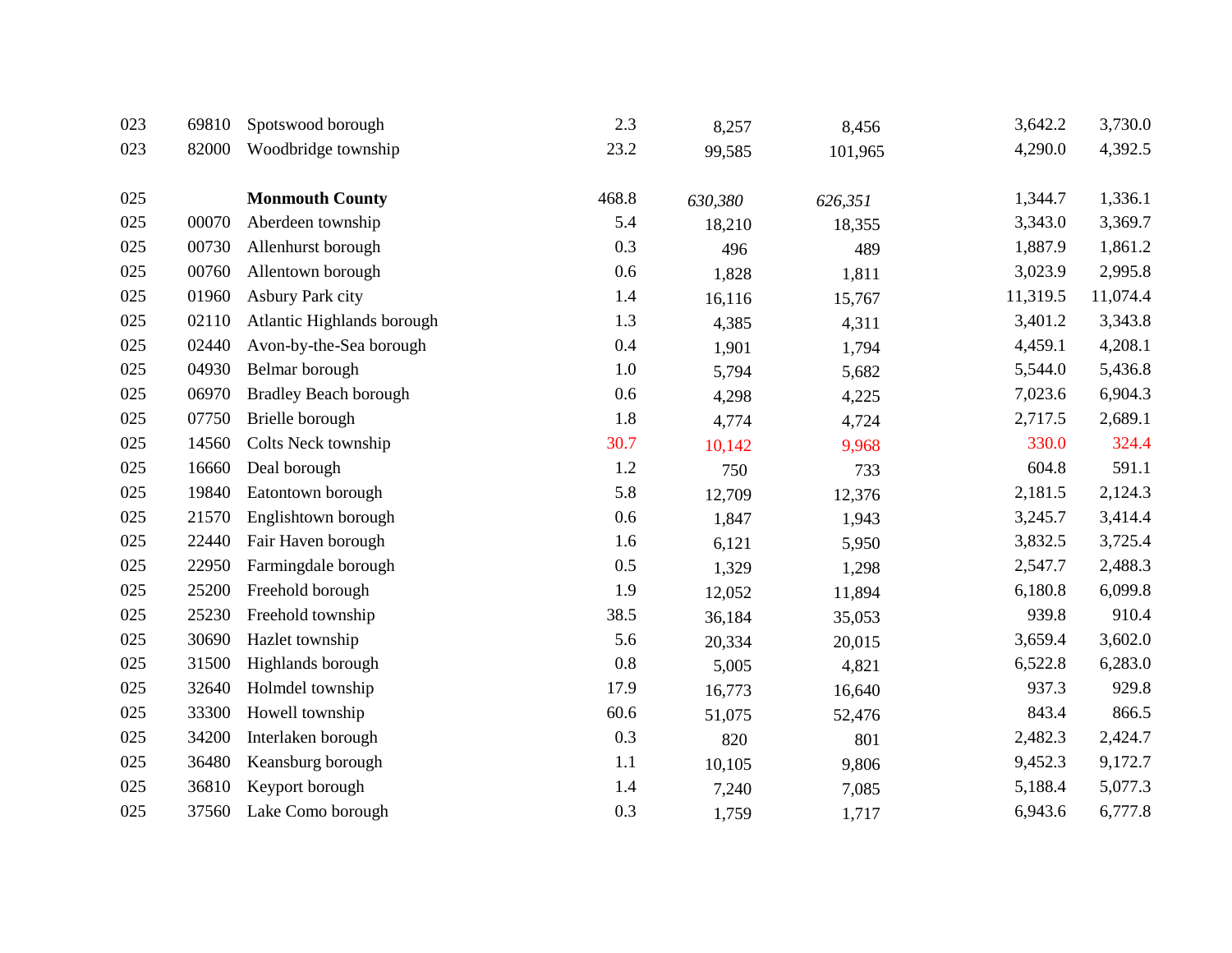| | | | | | | | |
|---|---|---|---|---|---|---|---|
| 023 | 69810 | Spotswood borough | 2.3 | 8,257 | 8,456 | 3,642.2 | 3,730.0 |
| 023 | 82000 | Woodbridge township | 23.2 | 99,585 | 101,965 | 4,290.0 | 4,392.5 |
| | | | | | | | |
| 025 | | **Monmouth County** | 468.8 | *630,380* | *626,351* | 1,344.7 | 1,336.1 |
| 025 | 00070 | Aberdeen township | 5.4 | 18,210 | 18,355 | 3,343.0 | 3,369.7 |
| 025 | 00730 | Allenhurst borough | 0.3 | 496 | 489 | 1,887.9 | 1,861.2 |
| 025 | 00760 | Allentown borough | 0.6 | 1,828 | 1,811 | 3,023.9 | 2,995.8 |
| 025 | 01960 | Asbury Park city | 1.4 | 16,116 | 15,767 | 11,319.5 | 11,074.4 |
| 025 | 02110 | Atlantic Highlands borough | 1.3 | 4,385 | 4,311 | 3,401.2 | 3,343.8 |
| 025 | 02440 | Avon-by-the-Sea borough | 0.4 | 1,901 | 1,794 | 4,459.1 | 4,208.1 |
| 025 | 04930 | Belmar borough | 1.0 | 5,794 | 5,682 | 5,544.0 | 5,436.8 |
| 025 | 06970 | Bradley Beach borough | 0.6 | 4,298 | 4,225 | 7,023.6 | 6,904.3 |
| 025 | 07750 | Brielle borough | 1.8 | 4,774 | 4,724 | 2,717.5 | 2,689.1 |
| 025 | 14560 | Colts Neck township | 30.7 | 10,142 | 9,968 | 330.0 | 324.4 |
| 025 | 16660 | Deal borough | 1.2 | 750 | 733 | 604.8 | 591.1 |
| 025 | 19840 | Eatontown borough | 5.8 | 12,709 | 12,376 | 2,181.5 | 2,124.3 |
| 025 | 21570 | Englishtown borough | 0.6 | 1,847 | 1,943 | 3,245.7 | 3,414.4 |
| 025 | 22440 | Fair Haven borough | 1.6 | 6,121 | 5,950 | 3,832.5 | 3,725.4 |
| 025 | 22950 | Farmingdale borough | 0.5 | 1,329 | 1,298 | 2,547.7 | 2,488.3 |
| 025 | 25200 | Freehold borough | 1.9 | 12,052 | 11,894 | 6,180.8 | 6,099.8 |
| 025 | 25230 | Freehold township | 38.5 | 36,184 | 35,053 | 939.8 | 910.4 |
| 025 | 30690 | Hazlet township | 5.6 | 20,334 | 20,015 | 3,659.4 | 3,602.0 |
| 025 | 31500 | Highlands borough | 0.8 | 5,005 | 4,821 | 6,522.8 | 6,283.0 |
| 025 | 32640 | Holmdel township | 17.9 | 16,773 | 16,640 | 937.3 | 929.8 |
| 025 | 33300 | Howell township | 60.6 | 51,075 | 52,476 | 843.4 | 866.5 |
| 025 | 34200 | Interlaken borough | 0.3 | 820 | 801 | 2,482.3 | 2,424.7 |
| 025 | 36480 | Keansburg borough | 1.1 | 10,105 | 9,806 | 9,452.3 | 9,172.7 |
| 025 | 36810 | Keyport borough | 1.4 | 7,240 | 7,085 | 5,188.4 | 5,077.3 |
| 025 | 37560 | Lake Como borough | 0.3 | 1,759 | 1,717 | 6,943.6 | 6,777.8 |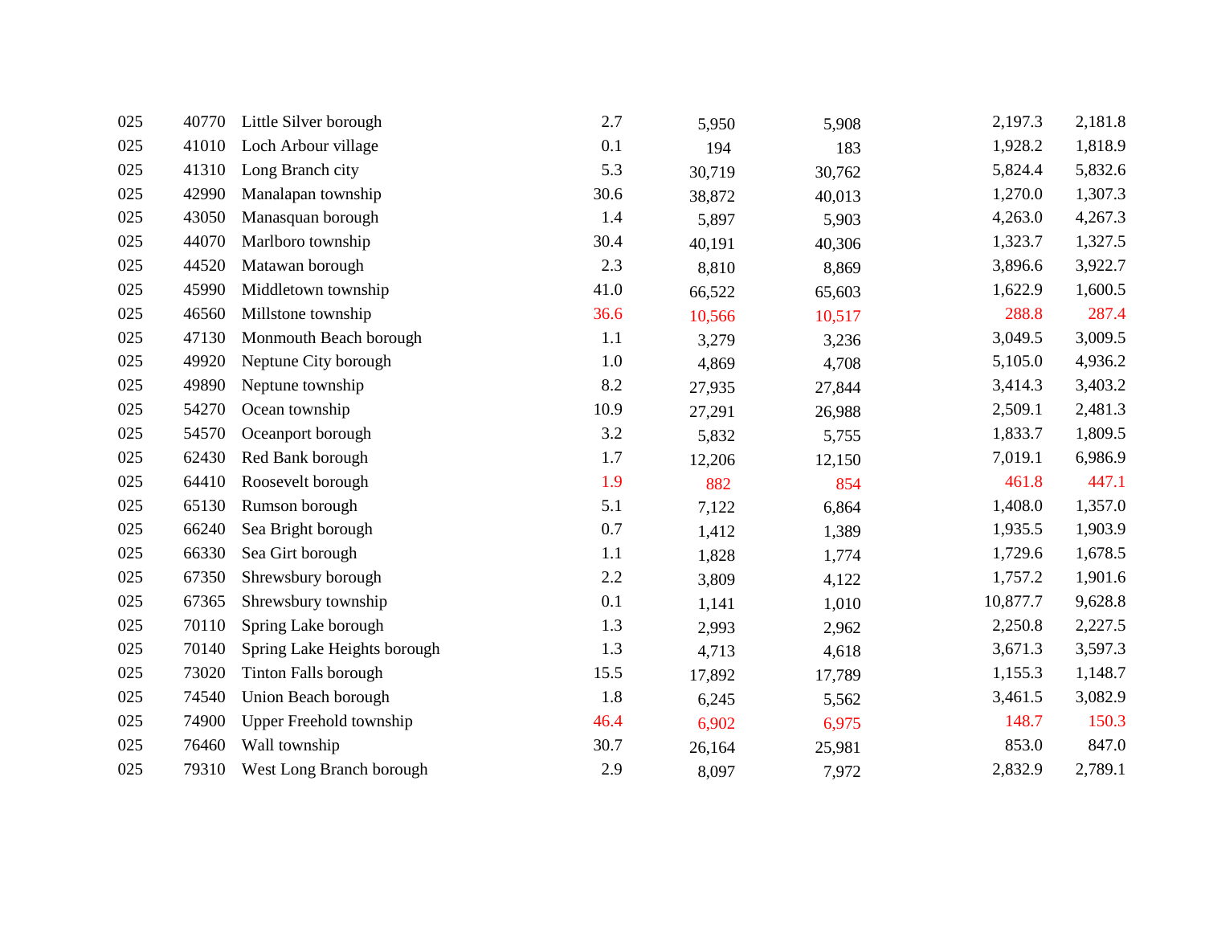| | | | | | | | |
|---|---|---|---|---|---|---|---|
| 025 | 40770 | Little Silver borough | 2.7 | 5,950 | 5,908 | 2,197.3 | 2,181.8 |
| 025 | 41010 | Loch Arbour village | 0.1 | 194 | 183 | 1,928.2 | 1,818.9 |
| 025 | 41310 | Long Branch city | 5.3 | 30,719 | 30,762 | 5,824.4 | 5,832.6 |
| 025 | 42990 | Manalapan township | 30.6 | 38,872 | 40,013 | 1,270.0 | 1,307.3 |
| 025 | 43050 | Manasquan borough | 1.4 | 5,897 | 5,903 | 4,263.0 | 4,267.3 |
| 025 | 44070 | Marlboro township | 30.4 | 40,191 | 40,306 | 1,323.7 | 1,327.5 |
| 025 | 44520 | Matawan borough | 2.3 | 8,810 | 8,869 | 3,896.6 | 3,922.7 |
| 025 | 45990 | Middletown township | 41.0 | 66,522 | 65,603 | 1,622.9 | 1,600.5 |
| 025 | 46560 | Millstone township | 36.6 | 10,566 | 10,517 | 288.8 | 287.4 |
| 025 | 47130 | Monmouth Beach borough | 1.1 | 3,279 | 3,236 | 3,049.5 | 3,009.5 |
| 025 | 49920 | Neptune City borough | 1.0 | 4,869 | 4,708 | 5,105.0 | 4,936.2 |
| 025 | 49890 | Neptune township | 8.2 | 27,935 | 27,844 | 3,414.3 | 3,403.2 |
| 025 | 54270 | Ocean township | 10.9 | 27,291 | 26,988 | 2,509.1 | 2,481.3 |
| 025 | 54570 | Oceanport borough | 3.2 | 5,832 | 5,755 | 1,833.7 | 1,809.5 |
| 025 | 62430 | Red Bank borough | 1.7 | 12,206 | 12,150 | 7,019.1 | 6,986.9 |
| 025 | 64410 | Roosevelt borough | 1.9 | 882 | 854 | 461.8 | 447.1 |
| 025 | 65130 | Rumson borough | 5.1 | 7,122 | 6,864 | 1,408.0 | 1,357.0 |
| 025 | 66240 | Sea Bright borough | 0.7 | 1,412 | 1,389 | 1,935.5 | 1,903.9 |
| 025 | 66330 | Sea Girt borough | 1.1 | 1,828 | 1,774 | 1,729.6 | 1,678.5 |
| 025 | 67350 | Shrewsbury borough | 2.2 | 3,809 | 4,122 | 1,757.2 | 1,901.6 |
| 025 | 67365 | Shrewsbury township | 0.1 | 1,141 | 1,010 | 10,877.7 | 9,628.8 |
| 025 | 70110 | Spring Lake borough | 1.3 | 2,993 | 2,962 | 2,250.8 | 2,227.5 |
| 025 | 70140 | Spring Lake Heights borough | 1.3 | 4,713 | 4,618 | 3,671.3 | 3,597.3 |
| 025 | 73020 | Tinton Falls borough | 15.5 | 17,892 | 17,789 | 1,155.3 | 1,148.7 |
| 025 | 74540 | Union Beach borough | 1.8 | 6,245 | 5,562 | 3,461.5 | 3,082.9 |
| 025 | 74900 | Upper Freehold township | 46.4 | 6,902 | 6,975 | 148.7 | 150.3 |
| 025 | 76460 | Wall township | 30.7 | 26,164 | 25,981 | 853.0 | 847.0 |
| 025 | 79310 | West Long Branch borough | 2.9 | 8,097 | 7,972 | 2,832.9 | 2,789.1 |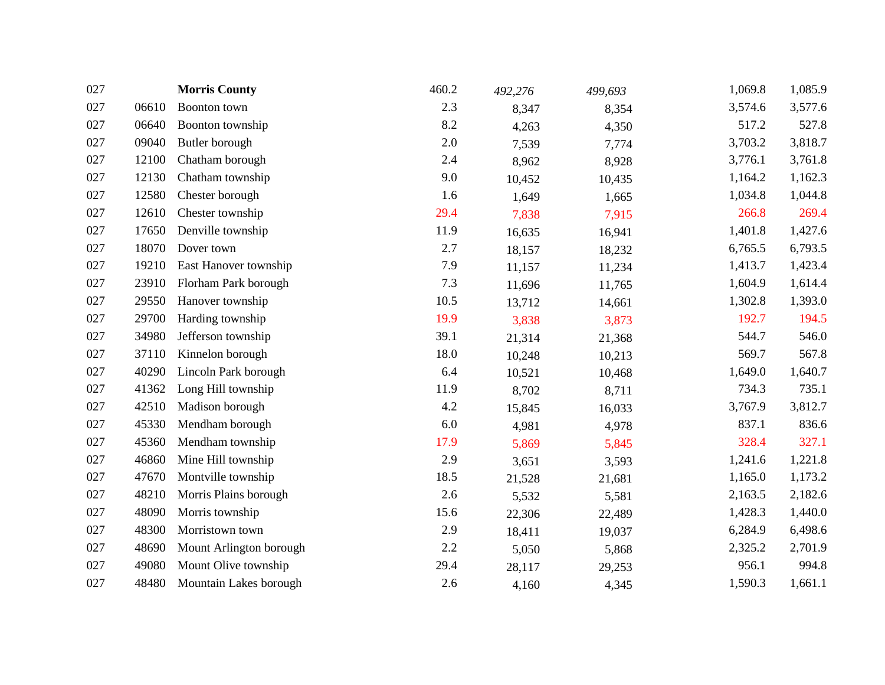| | | | | | | | |
|---|---|---|---|---|---|---|---|
| 027 | | **Morris County** | 460.2 | *492,276* | *499,693* | 1,069.8 | 1,085.9 |
| 027 | 06610 | Boonton town | 2.3 | 8,347 | 8,354 | 3,574.6 | 3,577.6 |
| 027 | 06640 | Boonton township | 8.2 | 4,263 | 4,350 | 517.2 | 527.8 |
| 027 | 09040 | Butler borough | 2.0 | 7,539 | 7,774 | 3,703.2 | 3,818.7 |
| 027 | 12100 | Chatham borough | 2.4 | 8,962 | 8,928 | 3,776.1 | 3,761.8 |
| 027 | 12130 | Chatham township | 9.0 | 10,452 | 10,435 | 1,164.2 | 1,162.3 |
| 027 | 12580 | Chester borough | 1.6 | 1,649 | 1,665 | 1,034.8 | 1,044.8 |
| 027 | 12610 | Chester township | 29.4 | 7,838 | 7,915 | 266.8 | 269.4 |
| 027 | 17650 | Denville township | 11.9 | 16,635 | 16,941 | 1,401.8 | 1,427.6 |
| 027 | 18070 | Dover town | 2.7 | 18,157 | 18,232 | 6,765.5 | 6,793.5 |
| 027 | 19210 | East Hanover township | 7.9 | 11,157 | 11,234 | 1,413.7 | 1,423.4 |
| 027 | 23910 | Florham Park borough | 7.3 | 11,696 | 11,765 | 1,604.9 | 1,614.4 |
| 027 | 29550 | Hanover township | 10.5 | 13,712 | 14,661 | 1,302.8 | 1,393.0 |
| 027 | 29700 | Harding township | 19.9 | 3,838 | 3,873 | 192.7 | 194.5 |
| 027 | 34980 | Jefferson township | 39.1 | 21,314 | 21,368 | 544.7 | 546.0 |
| 027 | 37110 | Kinnelon borough | 18.0 | 10,248 | 10,213 | 569.7 | 567.8 |
| 027 | 40290 | Lincoln Park borough | 6.4 | 10,521 | 10,468 | 1,649.0 | 1,640.7 |
| 027 | 41362 | Long Hill township | 11.9 | 8,702 | 8,711 | 734.3 | 735.1 |
| 027 | 42510 | Madison borough | 4.2 | 15,845 | 16,033 | 3,767.9 | 3,812.7 |
| 027 | 45330 | Mendham borough | 6.0 | 4,981 | 4,978 | 837.1 | 836.6 |
| 027 | 45360 | Mendham township | 17.9 | 5,869 | 5,845 | 328.4 | 327.1 |
| 027 | 46860 | Mine Hill township | 2.9 | 3,651 | 3,593 | 1,241.6 | 1,221.8 |
| 027 | 47670 | Montville township | 18.5 | 21,528 | 21,681 | 1,165.0 | 1,173.2 |
| 027 | 48210 | Morris Plains borough | 2.6 | 5,532 | 5,581 | 2,163.5 | 2,182.6 |
| 027 | 48090 | Morris township | 15.6 | 22,306 | 22,489 | 1,428.3 | 1,440.0 |
| 027 | 48300 | Morristown town | 2.9 | 18,411 | 19,037 | 6,284.9 | 6,498.6 |
| 027 | 48690 | Mount Arlington borough | 2.2 | 5,050 | 5,868 | 2,325.2 | 2,701.9 |
| 027 | 49080 | Mount Olive township | 29.4 | 28,117 | 29,253 | 956.1 | 994.8 |
| 027 | 48480 | Mountain Lakes borough | 2.6 | 4,160 | 4,345 | 1,590.3 | 1,661.1 |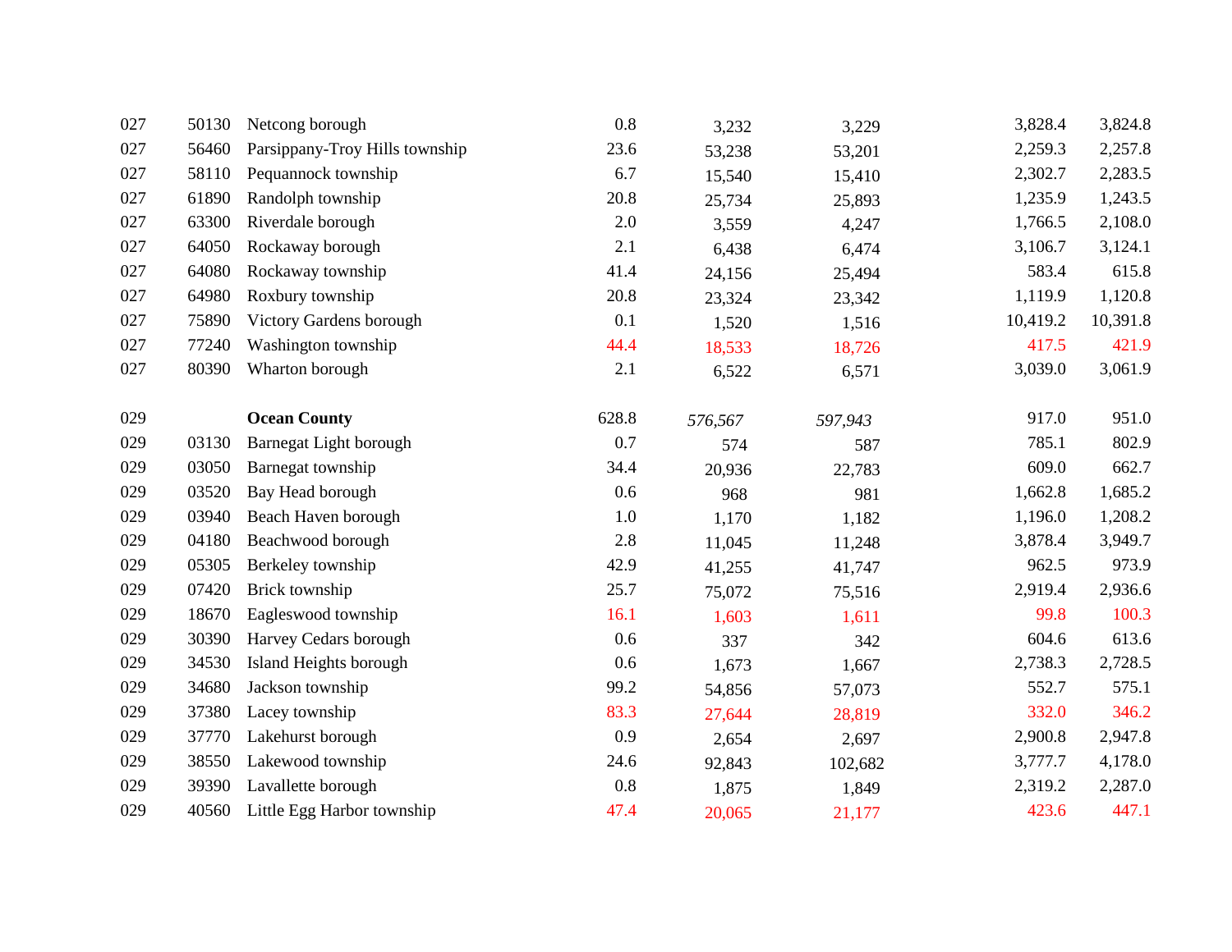| | | | | | | | |
|---|---|---|---|---|---|---|---|
| 027 | 50130 | Netcong borough | 0.8 | 3,232 | 3,229 | 3,828.4 | 3,824.8 |
| 027 | 56460 | Parsippany-Troy Hills township | 23.6 | 53,238 | 53,201 | 2,259.3 | 2,257.8 |
| 027 | 58110 | Pequannock township | 6.7 | 15,540 | 15,410 | 2,302.7 | 2,283.5 |
| 027 | 61890 | Randolph township | 20.8 | 25,734 | 25,893 | 1,235.9 | 1,243.5 |
| 027 | 63300 | Riverdale borough | 2.0 | 3,559 | 4,247 | 1,766.5 | 2,108.0 |
| 027 | 64050 | Rockaway borough | 2.1 | 6,438 | 6,474 | 3,106.7 | 3,124.1 |
| 027 | 64080 | Rockaway township | 41.4 | 24,156 | 25,494 | 583.4 | 615.8 |
| 027 | 64980 | Roxbury township | 20.8 | 23,324 | 23,342 | 1,119.9 | 1,120.8 |
| 027 | 75890 | Victory Gardens borough | 0.1 | 1,520 | 1,516 | 10,419.2 | 10,391.8 |
| 027 | 77240 | Washington township | 44.4 | 18,533 | 18,726 | 417.5 | 421.9 |
| 027 | 80390 | Wharton borough | 2.1 | 6,522 | 6,571 | 3,039.0 | 3,061.9 |
| | | | | | | | |
| 029 | | **Ocean County** | 628.8 | *576,567* | *597,943* | 917.0 | 951.0 |
| 029 | 03130 | Barnegat Light borough | 0.7 | 574 | 587 | 785.1 | 802.9 |
| 029 | 03050 | Barnegat township | 34.4 | 20,936 | 22,783 | 609.0 | 662.7 |
| 029 | 03520 | Bay Head borough | 0.6 | 968 | 981 | 1,662.8 | 1,685.2 |
| 029 | 03940 | Beach Haven borough | 1.0 | 1,170 | 1,182 | 1,196.0 | 1,208.2 |
| 029 | 04180 | Beachwood borough | 2.8 | 11,045 | 11,248 | 3,878.4 | 3,949.7 |
| 029 | 05305 | Berkeley township | 42.9 | 41,255 | 41,747 | 962.5 | 973.9 |
| 029 | 07420 | Brick township | 25.7 | 75,072 | 75,516 | 2,919.4 | 2,936.6 |
| 029 | 18670 | Eagleswood township | 16.1 | 1,603 | 1,611 | 99.8 | 100.3 |
| 029 | 30390 | Harvey Cedars borough | 0.6 | 337 | 342 | 604.6 | 613.6 |
| 029 | 34530 | Island Heights borough | 0.6 | 1,673 | 1,667 | 2,738.3 | 2,728.5 |
| 029 | 34680 | Jackson township | 99.2 | 54,856 | 57,073 | 552.7 | 575.1 |
| 029 | 37380 | Lacey township | 83.3 | 27,644 | 28,819 | 332.0 | 346.2 |
| 029 | 37770 | Lakehurst borough | 0.9 | 2,654 | 2,697 | 2,900.8 | 2,947.8 |
| 029 | 38550 | Lakewood township | 24.6 | 92,843 | 102,682 | 3,777.7 | 4,178.0 |
| 029 | 39390 | Lavallette borough | 0.8 | 1,875 | 1,849 | 2,319.2 | 2,287.0 |
| 029 | 40560 | Little Egg Harbor township | 47.4 | 20,065 | 21,177 | 423.6 | 447.1 |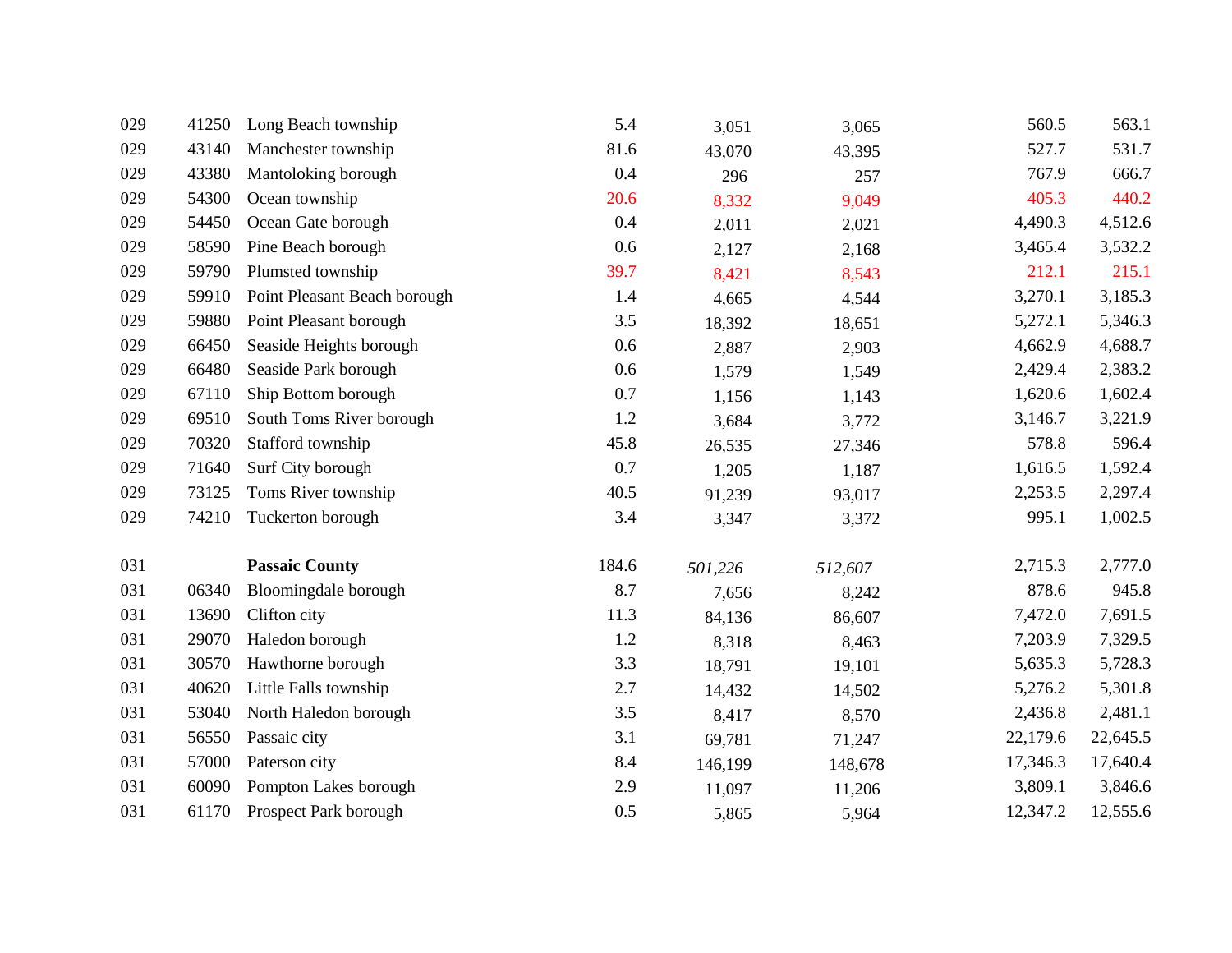| | | | | | | | |
|---|---|---|---|---|---|---|---|
| 029 | 41250 | Long Beach township | 5.4 | 3,051 | 3,065 | 560.5 | 563.1 |
| 029 | 43140 | Manchester township | 81.6 | 43,070 | 43,395 | 527.7 | 531.7 |
| 029 | 43380 | Mantoloking borough | 0.4 | 296 | 257 | 767.9 | 666.7 |
| 029 | 54300 | Ocean township | 20.6 | 8,332 | 9,049 | 405.3 | 440.2 |
| 029 | 54450 | Ocean Gate borough | 0.4 | 2,011 | 2,021 | 4,490.3 | 4,512.6 |
| 029 | 58590 | Pine Beach borough | 0.6 | 2,127 | 2,168 | 3,465.4 | 3,532.2 |
| 029 | 59790 | Plumsted township | 39.7 | 8,421 | 8,543 | 212.1 | 215.1 |
| 029 | 59910 | Point Pleasant Beach borough | 1.4 | 4,665 | 4,544 | 3,270.1 | 3,185.3 |
| 029 | 59880 | Point Pleasant borough | 3.5 | 18,392 | 18,651 | 5,272.1 | 5,346.3 |
| 029 | 66450 | Seaside Heights borough | 0.6 | 2,887 | 2,903 | 4,662.9 | 4,688.7 |
| 029 | 66480 | Seaside Park borough | 0.6 | 1,579 | 1,549 | 2,429.4 | 2,383.2 |
| 029 | 67110 | Ship Bottom borough | 0.7 | 1,156 | 1,143 | 1,620.6 | 1,602.4 |
| 029 | 69510 | South Toms River borough | 1.2 | 3,684 | 3,772 | 3,146.7 | 3,221.9 |
| 029 | 70320 | Stafford township | 45.8 | 26,535 | 27,346 | 578.8 | 596.4 |
| 029 | 71640 | Surf City borough | 0.7 | 1,205 | 1,187 | 1,616.5 | 1,592.4 |
| 029 | 73125 | Toms River township | 40.5 | 91,239 | 93,017 | 2,253.5 | 2,297.4 |
| 029 | 74210 | Tuckerton borough | 3.4 | 3,347 | 3,372 | 995.1 | 1,002.5 |
| | | | | | | | |
| 031 | | **Passaic County** | 184.6 | *501,226* | *512,607* | 2,715.3 | 2,777.0 |
| 031 | 06340 | Bloomingdale borough | 8.7 | 7,656 | 8,242 | 878.6 | 945.8 |
| 031 | 13690 | Clifton city | 11.3 | 84,136 | 86,607 | 7,472.0 | 7,691.5 |
| 031 | 29070 | Haledon borough | 1.2 | 8,318 | 8,463 | 7,203.9 | 7,329.5 |
| 031 | 30570 | Hawthorne borough | 3.3 | 18,791 | 19,101 | 5,635.3 | 5,728.3 |
| 031 | 40620 | Little Falls township | 2.7 | 14,432 | 14,502 | 5,276.2 | 5,301.8 |
| 031 | 53040 | North Haledon borough | 3.5 | 8,417 | 8,570 | 2,436.8 | 2,481.1 |
| 031 | 56550 | Passaic city | 3.1 | 69,781 | 71,247 | 22,179.6 | 22,645.5 |
| 031 | 57000 | Paterson city | 8.4 | 146,199 | 148,678 | 17,346.3 | 17,640.4 |
| 031 | 60090 | Pompton Lakes borough | 2.9 | 11,097 | 11,206 | 3,809.1 | 3,846.6 |
| 031 | 61170 | Prospect Park borough | 0.5 | 5,865 | 5,964 | 12,347.2 | 12,555.6 |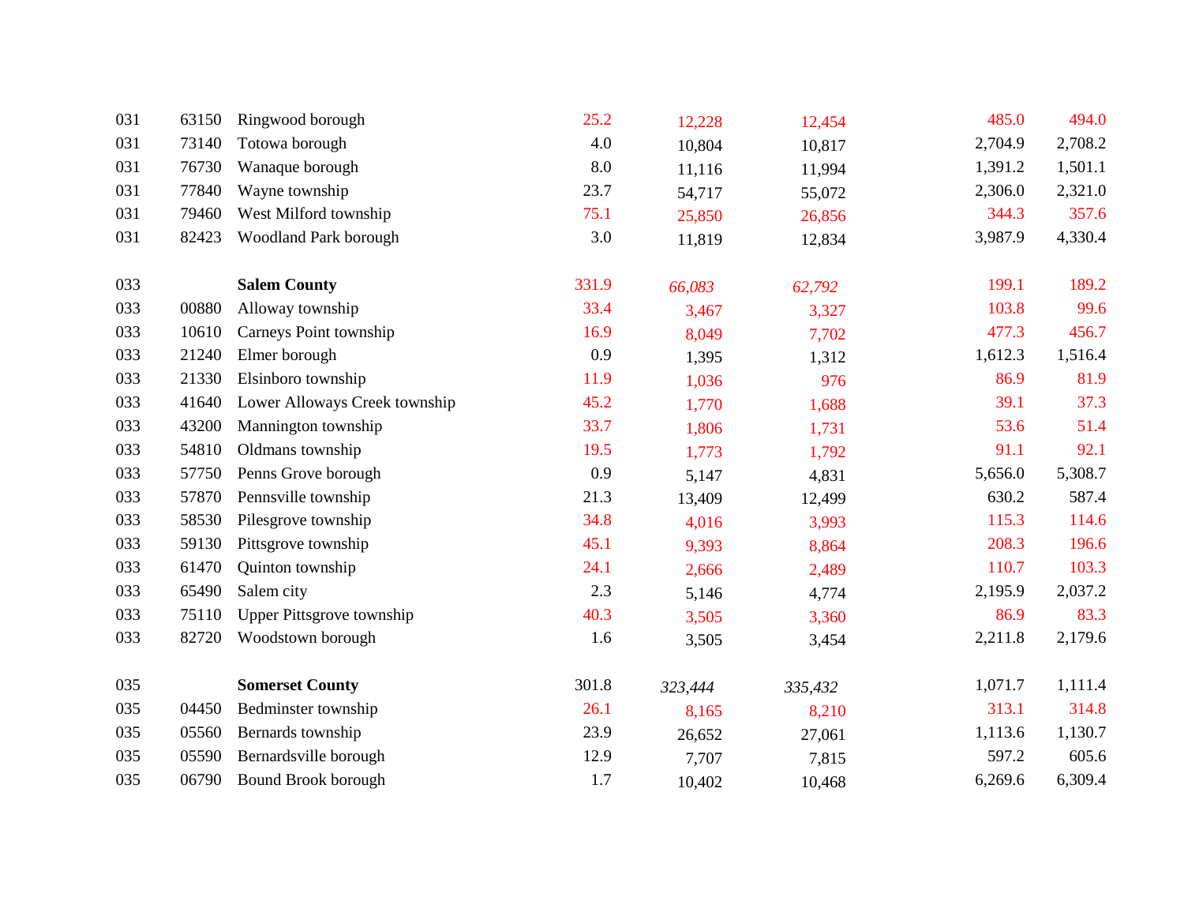| | | | | | | | |
|---|---|---|---|---|---|---|---|
| 031 | 63150 | Ringwood borough | 25.2 | 12,228 | 12,454 | 485.0 | 494.0 |
| 031 | 73140 | Totowa borough | 4.0 | 10,804 | 10,817 | 2,704.9 | 2,708.2 |
| 031 | 76730 | Wanaque borough | 8.0 | 11,116 | 11,994 | 1,391.2 | 1,501.1 |
| 031 | 77840 | Wayne township | 23.7 | 54,717 | 55,072 | 2,306.0 | 2,321.0 |
| 031 | 79460 | West Milford township | 75.1 | 25,850 | 26,856 | 344.3 | 357.6 |
| 031 | 82423 | Woodland Park borough | 3.0 | 11,819 | 12,834 | 3,987.9 | 4,330.4 |
| | | | | | | | |
| 033 | | **Salem County** | 331.9 | *66,083* | *62,792* | 199.1 | 189.2 |
| 033 | 00880 | Alloway township | 33.4 | 3,467 | 3,327 | 103.8 | 99.6 |
| 033 | 10610 | Carneys Point township | 16.9 | 8,049 | 7,702 | 477.3 | 456.7 |
| 033 | 21240 | Elmer borough | 0.9 | 1,395 | 1,312 | 1,612.3 | 1,516.4 |
| 033 | 21330 | Elsinboro township | 11.9 | 1,036 | 976 | 86.9 | 81.9 |
| 033 | 41640 | Lower Alloways Creek township | 45.2 | 1,770 | 1,688 | 39.1 | 37.3 |
| 033 | 43200 | Mannington township | 33.7 | 1,806 | 1,731 | 53.6 | 51.4 |
| 033 | 54810 | Oldmans township | 19.5 | 1,773 | 1,792 | 91.1 | 92.1 |
| 033 | 57750 | Penns Grove borough | 0.9 | 5,147 | 4,831 | 5,656.0 | 5,308.7 |
| 033 | 57870 | Pennsville township | 21.3 | 13,409 | 12,499 | 630.2 | 587.4 |
| 033 | 58530 | Pilesgrove township | 34.8 | 4,016 | 3,993 | 115.3 | 114.6 |
| 033 | 59130 | Pittsgrove township | 45.1 | 9,393 | 8,864 | 208.3 | 196.6 |
| 033 | 61470 | Quinton township | 24.1 | 2,666 | 2,489 | 110.7 | 103.3 |
| 033 | 65490 | Salem city | 2.3 | 5,146 | 4,774 | 2,195.9 | 2,037.2 |
| 033 | 75110 | Upper Pittsgrove township | 40.3 | 3,505 | 3,360 | 86.9 | 83.3 |
| 033 | 82720 | Woodstown borough | 1.6 | 3,505 | 3,454 | 2,211.8 | 2,179.6 |
| | | | | | | | |
| 035 | | **Somerset County** | 301.8 | *323,444* | *335,432* | 1,071.7 | 1,111.4 |
| 035 | 04450 | Bedminster township | 26.1 | 8,165 | 8,210 | 313.1 | 314.8 |
| 035 | 05560 | Bernards township | 23.9 | 26,652 | 27,061 | 1,113.6 | 1,130.7 |
| 035 | 05590 | Bernardsville borough | 12.9 | 7,707 | 7,815 | 597.2 | 605.6 |
| 035 | 06790 | Bound Brook borough | 1.7 | 10,402 | 10,468 | 6,269.6 | 6,309.4 |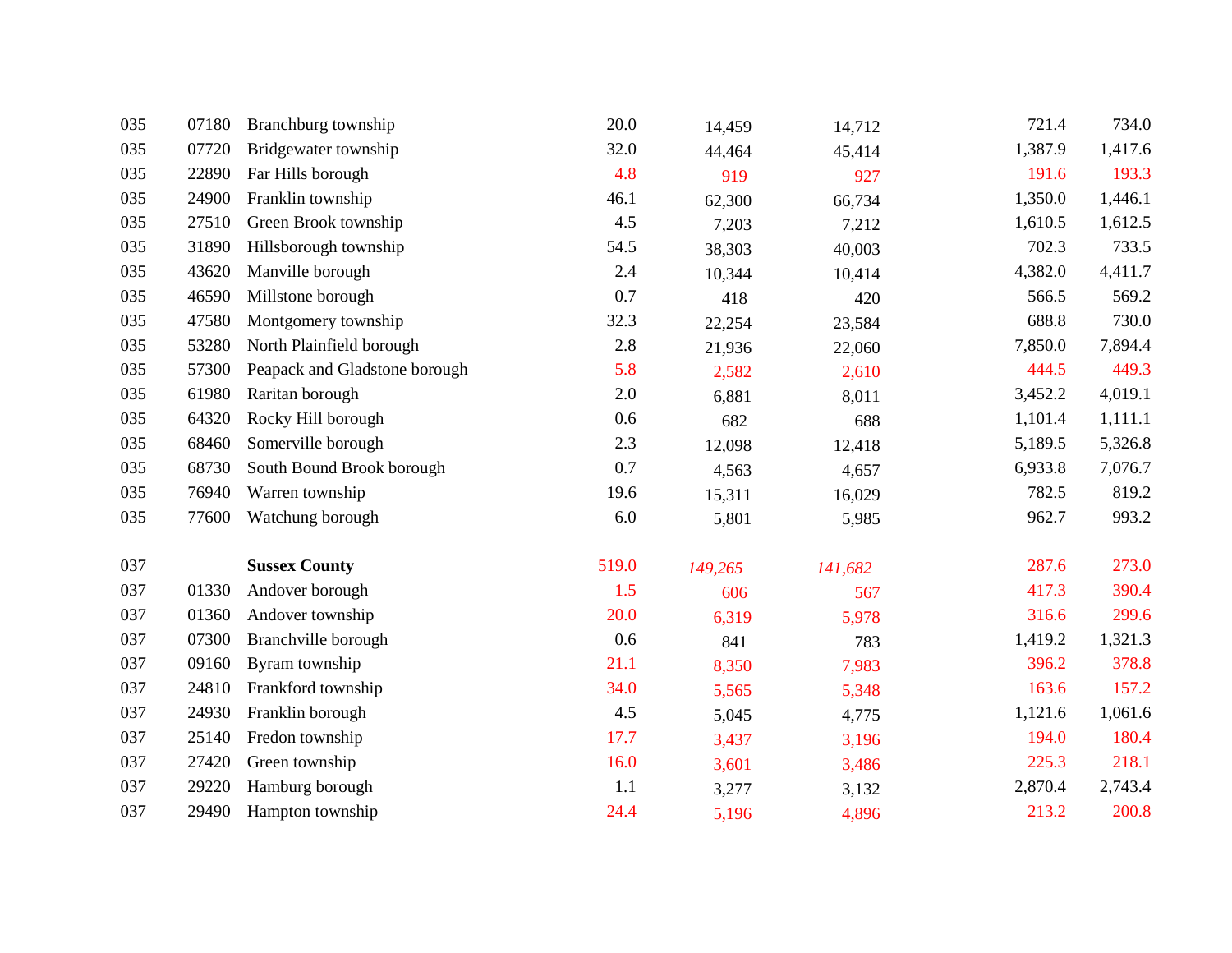| | | | | | | | |
|---|---|---|---|---|---|---|---|
| 035 | 07180 | Branchburg township | 20.0 | 14,459 | 14,712 | 721.4 | 734.0 |
| 035 | 07720 | Bridgewater township | 32.0 | 44,464 | 45,414 | 1,387.9 | 1,417.6 |
| 035 | 22890 | Far Hills borough | 4.8 | 919 | 927 | 191.6 | 193.3 |
| 035 | 24900 | Franklin township | 46.1 | 62,300 | 66,734 | 1,350.0 | 1,446.1 |
| 035 | 27510 | Green Brook township | 4.5 | 7,203 | 7,212 | 1,610.5 | 1,612.5 |
| 035 | 31890 | Hillsborough township | 54.5 | 38,303 | 40,003 | 702.3 | 733.5 |
| 035 | 43620 | Manville borough | 2.4 | 10,344 | 10,414 | 4,382.0 | 4,411.7 |
| 035 | 46590 | Millstone borough | 0.7 | 418 | 420 | 566.5 | 569.2 |
| 035 | 47580 | Montgomery township | 32.3 | 22,254 | 23,584 | 688.8 | 730.0 |
| 035 | 53280 | North Plainfield borough | 2.8 | 21,936 | 22,060 | 7,850.0 | 7,894.4 |
| 035 | 57300 | Peapack and Gladstone borough | 5.8 | 2,582 | 2,610 | 444.5 | 449.3 |
| 035 | 61980 | Raritan borough | 2.0 | 6,881 | 8,011 | 3,452.2 | 4,019.1 |
| 035 | 64320 | Rocky Hill borough | 0.6 | 682 | 688 | 1,101.4 | 1,111.1 |
| 035 | 68460 | Somerville borough | 2.3 | 12,098 | 12,418 | 5,189.5 | 5,326.8 |
| 035 | 68730 | South Bound Brook borough | 0.7 | 4,563 | 4,657 | 6,933.8 | 7,076.7 |
| 035 | 76940 | Warren township | 19.6 | 15,311 | 16,029 | 782.5 | 819.2 |
| 035 | 77600 | Watchung borough | 6.0 | 5,801 | 5,985 | 962.7 | 993.2 |
| | | | | | | | |
| 037 | | **Sussex County** | 519.0 | *149,265* | *141,682* | 287.6 | 273.0 |
| 037 | 01330 | Andover borough | 1.5 | 606 | 567 | 417.3 | 390.4 |
| 037 | 01360 | Andover township | 20.0 | 6,319 | 5,978 | 316.6 | 299.6 |
| 037 | 07300 | Branchville borough | 0.6 | 841 | 783 | 1,419.2 | 1,321.3 |
| 037 | 09160 | Byram township | 21.1 | 8,350 | 7,983 | 396.2 | 378.8 |
| 037 | 24810 | Frankford township | 34.0 | 5,565 | 5,348 | 163.6 | 157.2 |
| 037 | 24930 | Franklin borough | 4.5 | 5,045 | 4,775 | 1,121.6 | 1,061.6 |
| 037 | 25140 | Fredon township | 17.7 | 3,437 | 3,196 | 194.0 | 180.4 |
| 037 | 27420 | Green township | 16.0 | 3,601 | 3,486 | 225.3 | 218.1 |
| 037 | 29220 | Hamburg borough | 1.1 | 3,277 | 3,132 | 2,870.4 | 2,743.4 |
| 037 | 29490 | Hampton township | 24.4 | 5,196 | 4,896 | 213.2 | 200.8 |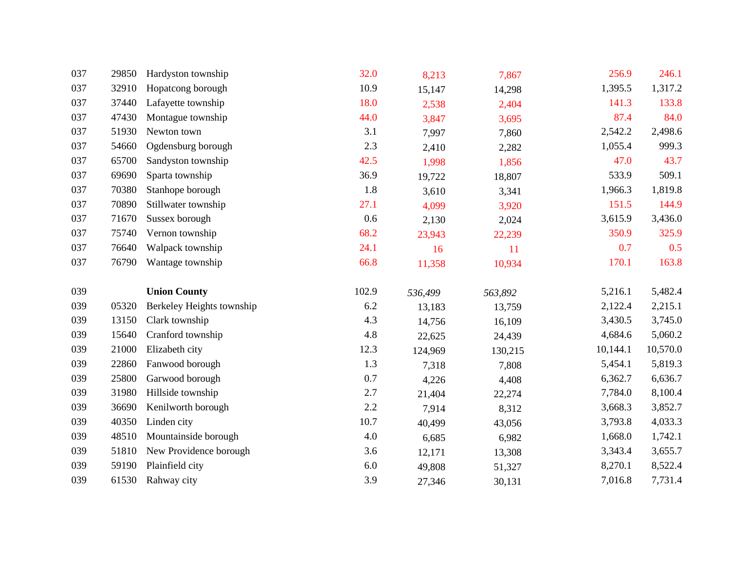| | | | | | | | |
|---|---|---|---|---|---|---|---|
| 037 | 29850 | Hardyston township | 32.0 | 8,213 | 7,867 | 256.9 | 246.1 |
| 037 | 32910 | Hopatcong borough | 10.9 | 15,147 | 14,298 | 1,395.5 | 1,317.2 |
| 037 | 37440 | Lafayette township | 18.0 | 2,538 | 2,404 | 141.3 | 133.8 |
| 037 | 47430 | Montague township | 44.0 | 3,847 | 3,695 | 87.4 | 84.0 |
| 037 | 51930 | Newton town | 3.1 | 7,997 | 7,860 | 2,542.2 | 2,498.6 |
| 037 | 54660 | Ogdensburg borough | 2.3 | 2,410 | 2,282 | 1,055.4 | 999.3 |
| 037 | 65700 | Sandyston township | 42.5 | 1,998 | 1,856 | 47.0 | 43.7 |
| 037 | 69690 | Sparta township | 36.9 | 19,722 | 18,807 | 533.9 | 509.1 |
| 037 | 70380 | Stanhope borough | 1.8 | 3,610 | 3,341 | 1,966.3 | 1,819.8 |
| 037 | 70890 | Stillwater township | 27.1 | 4,099 | 3,920 | 151.5 | 144.9 |
| 037 | 71670 | Sussex borough | 0.6 | 2,130 | 2,024 | 3,615.9 | 3,436.0 |
| 037 | 75740 | Vernon township | 68.2 | 23,943 | 22,239 | 350.9 | 325.9 |
| 037 | 76640 | Walpack township | 24.1 | 16 | 11 | 0.7 | 0.5 |
| 037 | 76790 | Wantage township | 66.8 | 11,358 | 10,934 | 170.1 | 163.8 |
| | | | | | | | |
| 039 | | **Union County** | 102.9 | *536,499* | *563,892* | 5,216.1 | 5,482.4 |
| 039 | 05320 | Berkeley Heights township | 6.2 | 13,183 | 13,759 | 2,122.4 | 2,215.1 |
| 039 | 13150 | Clark township | 4.3 | 14,756 | 16,109 | 3,430.5 | 3,745.0 |
| 039 | 15640 | Cranford township | 4.8 | 22,625 | 24,439 | 4,684.6 | 5,060.2 |
| 039 | 21000 | Elizabeth city | 12.3 | 124,969 | 130,215 | 10,144.1 | 10,570.0 |
| 039 | 22860 | Fanwood borough | 1.3 | 7,318 | 7,808 | 5,454.1 | 5,819.3 |
| 039 | 25800 | Garwood borough | 0.7 | 4,226 | 4,408 | 6,362.7 | 6,636.7 |
| 039 | 31980 | Hillside township | 2.7 | 21,404 | 22,274 | 7,784.0 | 8,100.4 |
| 039 | 36690 | Kenilworth borough | 2.2 | 7,914 | 8,312 | 3,668.3 | 3,852.7 |
| 039 | 40350 | Linden city | 10.7 | 40,499 | 43,056 | 3,793.8 | 4,033.3 |
| 039 | 48510 | Mountainside borough | 4.0 | 6,685 | 6,982 | 1,668.0 | 1,742.1 |
| 039 | 51810 | New Providence borough | 3.6 | 12,171 | 13,308 | 3,343.4 | 3,655.7 |
| 039 | 59190 | Plainfield city | 6.0 | 49,808 | 51,327 | 8,270.1 | 8,522.4 |
| 039 | 61530 | Rahway city | 3.9 | 27,346 | 30,131 | 7,016.8 | 7,731.4 |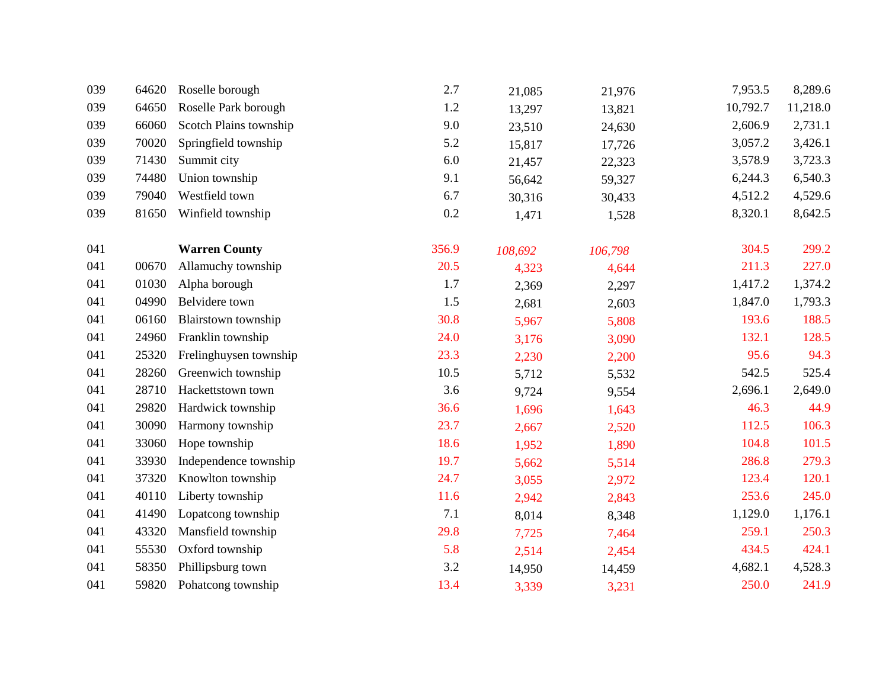| | | | | | | | |
|---|---|---|---|---|---|---|---|
| 039 | 64620 | Roselle borough | 2.7 | 21,085 | 21,976 | 7,953.5 | 8,289.6 |
| 039 | 64650 | Roselle Park borough | 1.2 | 13,297 | 13,821 | 10,792.7 | 11,218.0 |
| 039 | 66060 | Scotch Plains township | 9.0 | 23,510 | 24,630 | 2,606.9 | 2,731.1 |
| 039 | 70020 | Springfield township | 5.2 | 15,817 | 17,726 | 3,057.2 | 3,426.1 |
| 039 | 71430 | Summit city | 6.0 | 21,457 | 22,323 | 3,578.9 | 3,723.3 |
| 039 | 74480 | Union township | 9.1 | 56,642 | 59,327 | 6,244.3 | 6,540.3 |
| 039 | 79040 | Westfield town | 6.7 | 30,316 | 30,433 | 4,512.2 | 4,529.6 |
| 039 | 81650 | Winfield township | 0.2 | 1,471 | 1,528 | 8,320.1 | 8,642.5 |
| | | | | | | | |
| 041 | | **Warren County** | 356.9 | *108,692* | *106,798* | 304.5 | 299.2 |
| 041 | 00670 | Allamuchy township | 20.5 | 4,323 | 4,644 | 211.3 | 227.0 |
| 041 | 01030 | Alpha borough | 1.7 | 2,369 | 2,297 | 1,417.2 | 1,374.2 |
| 041 | 04990 | Belvidere town | 1.5 | 2,681 | 2,603 | 1,847.0 | 1,793.3 |
| 041 | 06160 | Blairstown township | 30.8 | 5,967 | 5,808 | 193.6 | 188.5 |
| 041 | 24960 | Franklin township | 24.0 | 3,176 | 3,090 | 132.1 | 128.5 |
| 041 | 25320 | Frelinghuysen township | 23.3 | 2,230 | 2,200 | 95.6 | 94.3 |
| 041 | 28260 | Greenwich township | 10.5 | 5,712 | 5,532 | 542.5 | 525.4 |
| 041 | 28710 | Hackettstown town | 3.6 | 9,724 | 9,554 | 2,696.1 | 2,649.0 |
| 041 | 29820 | Hardwick township | 36.6 | 1,696 | 1,643 | 46.3 | 44.9 |
| 041 | 30090 | Harmony township | 23.7 | 2,667 | 2,520 | 112.5 | 106.3 |
| 041 | 33060 | Hope township | 18.6 | 1,952 | 1,890 | 104.8 | 101.5 |
| 041 | 33930 | Independence township | 19.7 | 5,662 | 5,514 | 286.8 | 279.3 |
| 041 | 37320 | Knowlton township | 24.7 | 3,055 | 2,972 | 123.4 | 120.1 |
| 041 | 40110 | Liberty township | 11.6 | 2,942 | 2,843 | 253.6 | 245.0 |
| 041 | 41490 | Lopatcong township | 7.1 | 8,014 | 8,348 | 1,129.0 | 1,176.1 |
| 041 | 43320 | Mansfield township | 29.8 | 7,725 | 7,464 | 259.1 | 250.3 |
| 041 | 55530 | Oxford township | 5.8 | 2,514 | 2,454 | 434.5 | 424.1 |
| 041 | 58350 | Phillipsburg town | 3.2 | 14,950 | 14,459 | 4,682.1 | 4,528.3 |
| 041 | 59820 | Pohatcong township | 13.4 | 3,339 | 3,231 | 250.0 | 241.9 |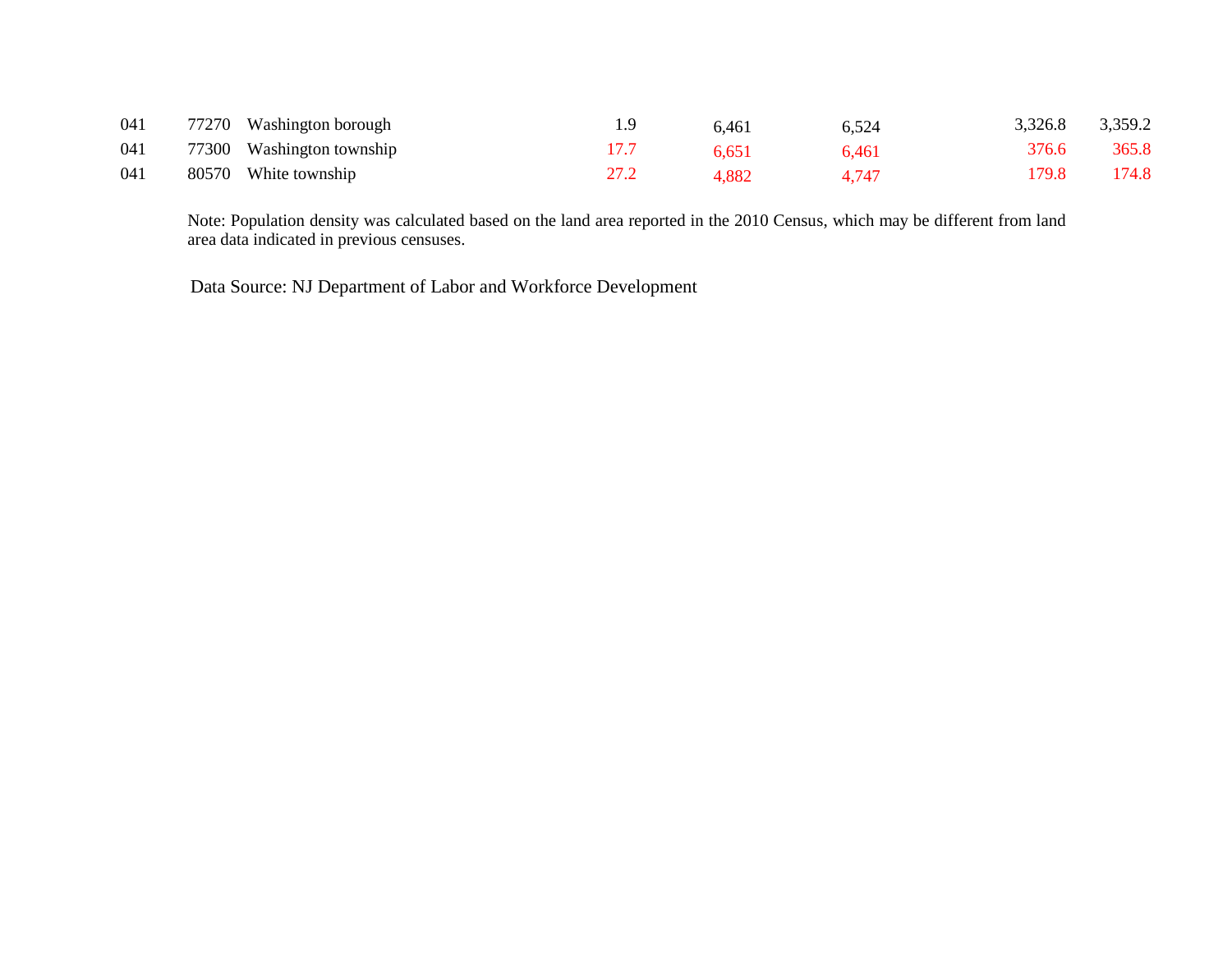| | | | | | | | |
|---|---|---|---|---|---|---|---|
| 041 | 77270 | Washington borough | 1.9 | 6,461 | 6,524 | 3,326.8 | 3,359.2 |
| 041 | 77300 | Washington township | 17.7 | 6,651 | 6,461 | 376.6 | 365.8 |
| 041 | 80570 | White township | 27.2 | 4,882 | 4,747 | 179.8 | 174.8 |

Note: Population density was calculated based on the land area reported in the 2010 Census, which may be different from land area data indicated in previous censuses.

Data Source: NJ Department of Labor and Workforce Development